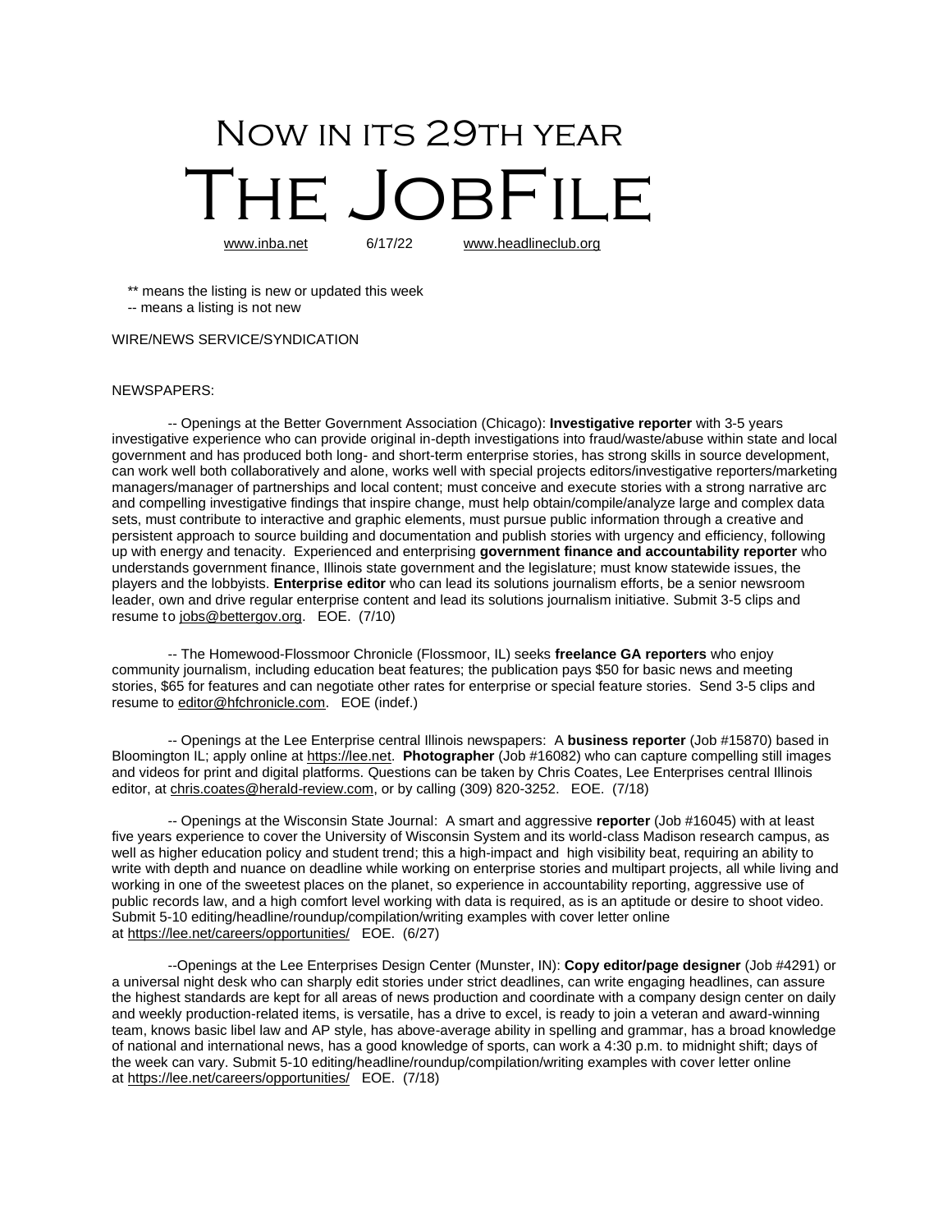# Now in its 29th year
# The JobFile

www.inba.net 6/17/22 www.headlineclub.org

** means the listing is new or updated this week
-- means a listing is not new

WIRE/NEWS SERVICE/SYNDICATION

NEWSPAPERS:

-- Openings at the Better Government Association (Chicago): **Investigative reporter** with 3-5 years investigative experience who can provide original in-depth investigations into fraud/waste/abuse within state and local government and has produced both long- and short-term enterprise stories, has strong skills in source development, can work well both collaboratively and alone, works well with special projects editors/investigative reporters/marketing managers/manager of partnerships and local content; must conceive and execute stories with a strong narrative arc and compelling investigative findings that inspire change, must help obtain/compile/analyze large and complex data sets, must contribute to interactive and graphic elements, must pursue public information through a creative and persistent approach to source building and documentation and publish stories with urgency and efficiency, following up with energy and tenacity. Experienced and enterprising **government finance and accountability reporter** who understands government finance, Illinois state government and the legislature; must know statewide issues, the players and the lobbyists. **Enterprise editor** who can lead its solutions journalism efforts, be a senior newsroom leader, own and drive regular enterprise content and lead its solutions journalism initiative. Submit 3-5 clips and resume to jobs@bettergov.org. EOE. (7/10)

-- The Homewood-Flossmoor Chronicle (Flossmoor, IL) seeks **freelance GA reporters** who enjoy community journalism, including education beat features; the publication pays $50 for basic news and meeting stories, $65 for features and can negotiate other rates for enterprise or special feature stories. Send 3-5 clips and resume to editor@hfchronicle.com. EOE (indef.)

-- Openings at the Lee Enterprise central Illinois newspapers: A **business reporter** (Job #15870) based in Bloomington IL; apply online at https://lee.net. **Photographer** (Job #16082) who can capture compelling still images and videos for print and digital platforms. Questions can be taken by Chris Coates, Lee Enterprises central Illinois editor, at chris.coates@herald-review.com, or by calling (309) 820-3252. EOE. (7/18)

-- Openings at the Wisconsin State Journal: A smart and aggressive **reporter** (Job #16045) with at least five years experience to cover the University of Wisconsin System and its world-class Madison research campus, as well as higher education policy and student trend; this a high-impact and high visibility beat, requiring an ability to write with depth and nuance on deadline while working on enterprise stories and multipart projects, all while living and working in one of the sweetest places on the planet, so experience in accountability reporting, aggressive use of public records law, and a high comfort level working with data is required, as is an aptitude or desire to shoot video. Submit 5-10 editing/headline/roundup/compilation/writing examples with cover letter online at https://lee.net/careers/opportunities/ EOE. (6/27)

--Openings at the Lee Enterprises Design Center (Munster, IN): **Copy editor/page designer** (Job #4291) or a universal night desk who can sharply edit stories under strict deadlines, can write engaging headlines, can assure the highest standards are kept for all areas of news production and coordinate with a company design center on daily and weekly production-related items, is versatile, has a drive to excel, is ready to join a veteran and award-winning team, knows basic libel law and AP style, has above-average ability in spelling and grammar, has a broad knowledge of national and international news, has a good knowledge of sports, can work a 4:30 p.m. to midnight shift; days of the week can vary. Submit 5-10 editing/headline/roundup/compilation/writing examples with cover letter online at https://lee.net/careers/opportunities/ EOE. (7/18)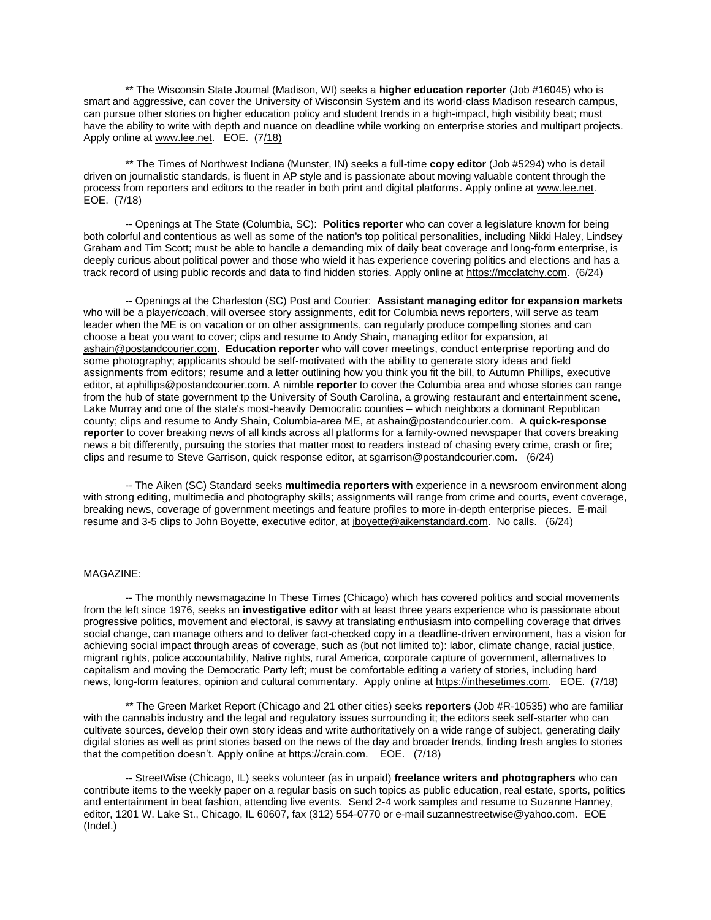** The Wisconsin State Journal (Madison, WI) seeks a **higher education reporter** (Job #16045) who is smart and aggressive, can cover the University of Wisconsin System and its world-class Madison research campus, can pursue other stories on higher education policy and student trends in a high-impact, high visibility beat; must have the ability to write with depth and nuance on deadline while working on enterprise stories and multipart projects. Apply online at www.lee.net. EOE. (7/18)

** The Times of Northwest Indiana (Munster, IN) seeks a full-time **copy editor** (Job #5294) who is detail driven on journalistic standards, is fluent in AP style and is passionate about moving valuable content through the process from reporters and editors to the reader in both print and digital platforms. Apply online at www.lee.net. EOE. (7/18)

-- Openings at The State (Columbia, SC): **Politics reporter** who can cover a legislature known for being both colorful and contentious as well as some of the nation's top political personalities, including Nikki Haley, Lindsey Graham and Tim Scott; must be able to handle a demanding mix of daily beat coverage and long-form enterprise, is deeply curious about political power and those who wield it has experience covering politics and elections and has a track record of using public records and data to find hidden stories. Apply online at https://mcclatchy.com. (6/24)

-- Openings at the Charleston (SC) Post and Courier: **Assistant managing editor for expansion markets** who will be a player/coach, will oversee story assignments, edit for Columbia news reporters, will serve as team leader when the ME is on vacation or on other assignments, can regularly produce compelling stories and can choose a beat you want to cover; clips and resume to Andy Shain, managing editor for expansion, at ashain@postandcourier.com. **Education reporter** who will cover meetings, conduct enterprise reporting and do some photography; applicants should be self-motivated with the ability to generate story ideas and field assignments from editors; resume and a letter outlining how you think you fit the bill, to Autumn Phillips, executive editor, at aphillips@postandcourier.com. A nimble **reporter** to cover the Columbia area and whose stories can range from the hub of state government tp the University of South Carolina, a growing restaurant and entertainment scene, Lake Murray and one of the state's most-heavily Democratic counties – which neighbors a dominant Republican county; clips and resume to Andy Shain, Columbia-area ME, at ashain@postandcourier.com. A **quick-response reporter** to cover breaking news of all kinds across all platforms for a family-owned newspaper that covers breaking news a bit differently, pursuing the stories that matter most to readers instead of chasing every crime, crash or fire; clips and resume to Steve Garrison, quick response editor, at sgarrison@postandcourier.com. (6/24)

-- The Aiken (SC) Standard seeks **multimedia reporters with** experience in a newsroom environment along with strong editing, multimedia and photography skills; assignments will range from crime and courts, event coverage, breaking news, coverage of government meetings and feature profiles to more in-depth enterprise pieces. E-mail resume and 3-5 clips to John Boyette, executive editor, at jboyette@aikenstandard.com. No calls. (6/24)

MAGAZINE:

-- The monthly newsmagazine In These Times (Chicago) which has covered politics and social movements from the left since 1976, seeks an **investigative editor** with at least three years experience who is passionate about progressive politics, movement and electoral, is savvy at translating enthusiasm into compelling coverage that drives social change, can manage others and to deliver fact-checked copy in a deadline-driven environment, has a vision for achieving social impact through areas of coverage, such as (but not limited to): labor, climate change, racial justice, migrant rights, police accountability, Native rights, rural America, corporate capture of government, alternatives to capitalism and moving the Democratic Party left; must be comfortable editing a variety of stories, including hard news, long-form features, opinion and cultural commentary. Apply online at https://inthesetimes.com. EOE. (7/18)

** The Green Market Report (Chicago and 21 other cities) seeks **reporters** (Job #R-10535) who are familiar with the cannabis industry and the legal and regulatory issues surrounding it; the editors seek self-starter who can cultivate sources, develop their own story ideas and write authoritatively on a wide range of subject, generating daily digital stories as well as print stories based on the news of the day and broader trends, finding fresh angles to stories that the competition doesn't. Apply online at https://crain.com. EOE. (7/18)

-- StreetWise (Chicago, IL) seeks volunteer (as in unpaid) **freelance writers and photographers** who can contribute items to the weekly paper on a regular basis on such topics as public education, real estate, sports, politics and entertainment in beat fashion, attending live events. Send 2-4 work samples and resume to Suzanne Hanney, editor, 1201 W. Lake St., Chicago, IL 60607, fax (312) 554-0770 or e-mail suzannestreetwise@yahoo.com. EOE (Indef.)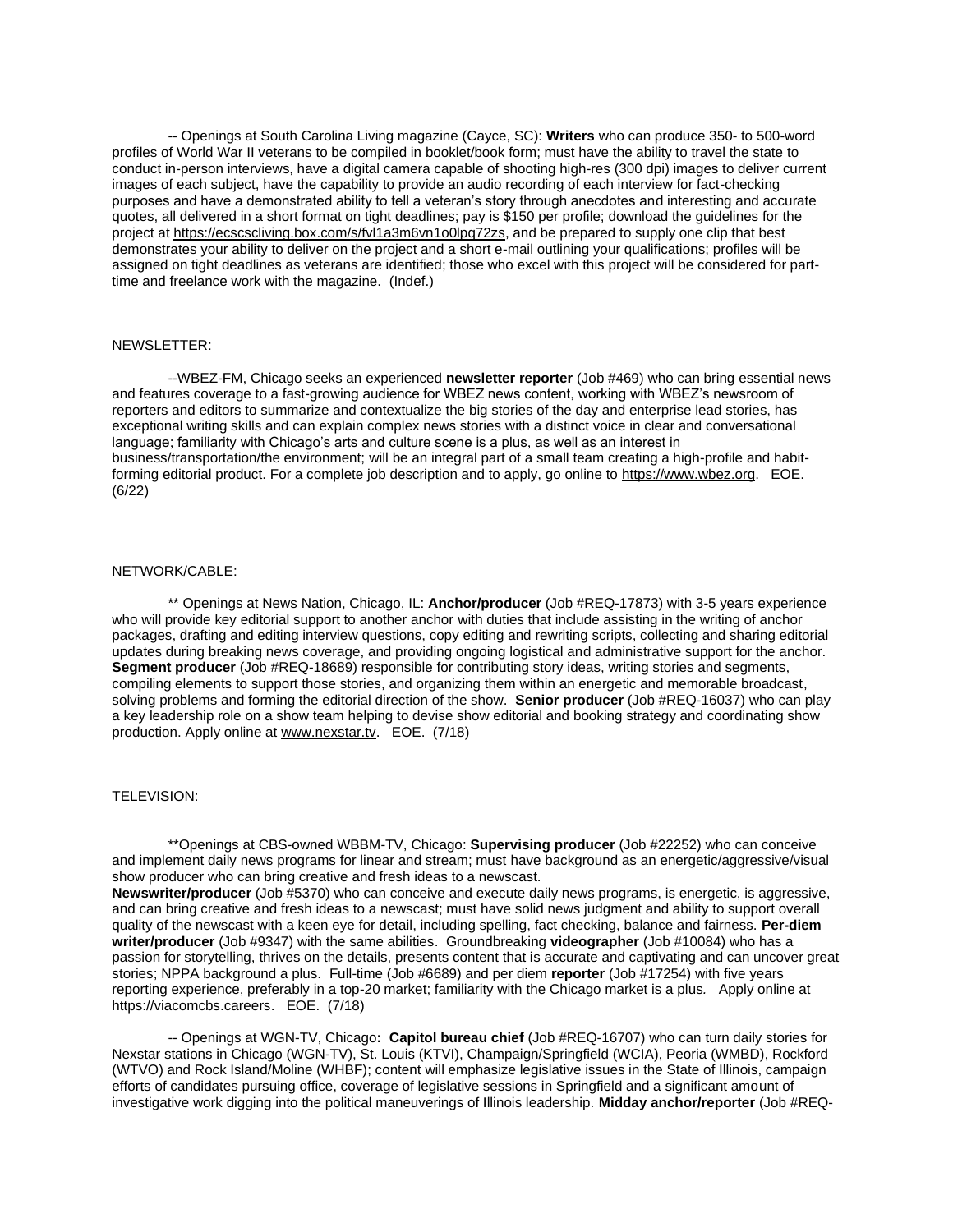-- Openings at South Carolina Living magazine (Cayce, SC): **Writers** who can produce 350- to 500-word profiles of World War II veterans to be compiled in booklet/book form; must have the ability to travel the state to conduct in-person interviews, have a digital camera capable of shooting high-res (300 dpi) images to deliver current images of each subject, have the capability to provide an audio recording of each interview for fact-checking purposes and have a demonstrated ability to tell a veteran's story through anecdotes and interesting and accurate quotes, all delivered in a short format on tight deadlines; pay is $150 per profile; download the guidelines for the project at https://ecscscliving.box.com/s/fvl1a3m6vn1o0lpq72zs, and be prepared to supply one clip that best demonstrates your ability to deliver on the project and a short e-mail outlining your qualifications; profiles will be assigned on tight deadlines as veterans are identified; those who excel with this project will be considered for part-time and freelance work with the magazine. (Indef.)

NEWSLETTER:

--WBEZ-FM, Chicago seeks an experienced **newsletter reporter** (Job #469) who can bring essential news and features coverage to a fast-growing audience for WBEZ news content, working with WBEZ's newsroom of reporters and editors to summarize and contextualize the big stories of the day and enterprise lead stories, has exceptional writing skills and can explain complex news stories with a distinct voice in clear and conversational language; familiarity with Chicago's arts and culture scene is a plus, as well as an interest in business/transportation/the environment; will be an integral part of a small team creating a high-profile and habit-forming editorial product. For a complete job description and to apply, go online to https://www.wbez.org. EOE. (6/22)

NETWORK/CABLE:

** Openings at News Nation, Chicago, IL: **Anchor/producer** (Job #REQ-17873) with 3-5 years experience who will provide key editorial support to another anchor with duties that include assisting in the writing of anchor packages, drafting and editing interview questions, copy editing and rewriting scripts, collecting and sharing editorial updates during breaking news coverage, and providing ongoing logistical and administrative support for the anchor. **Segment producer** (Job #REQ-18689) responsible for contributing story ideas, writing stories and segments, compiling elements to support those stories, and organizing them within an energetic and memorable broadcast, solving problems and forming the editorial direction of the show. **Senior producer** (Job #REQ-16037) who can play a key leadership role on a show team helping to devise show editorial and booking strategy and coordinating show production. Apply online at www.nexstar.tv. EOE. (7/18)

TELEVISION:

**Openings at CBS-owned WBBM-TV, Chicago: **Supervising producer** (Job #22252) who can conceive and implement daily news programs for linear and stream; must have background as an energetic/aggressive/visual show producer who can bring creative and fresh ideas to a newscast.
**Newswriter/producer** (Job #5370) who can conceive and execute daily news programs, is energetic, is aggressive, and can bring creative and fresh ideas to a newscast; must have solid news judgment and ability to support overall quality of the newscast with a keen eye for detail, including spelling, fact checking, balance and fairness. **Per-diem writer/producer** (Job #9347) with the same abilities. Groundbreaking **videographer** (Job #10084) who has a passion for storytelling, thrives on the details, presents content that is accurate and captivating and can uncover great stories; NPPA background a plus. Full-time (Job #6689) and per diem **reporter** (Job #17254) with five years reporting experience, preferably in a top-20 market; familiarity with the Chicago market is a plus. Apply online at https://viacomcbs.careers. EOE. (7/18)

-- Openings at WGN-TV, Chicago**:** **Capitol bureau chief** (Job #REQ-16707) who can turn daily stories for Nexstar stations in Chicago (WGN-TV), St. Louis (KTVI), Champaign/Springfield (WCIA), Peoria (WMBD), Rockford (WTVO) and Rock Island/Moline (WHBF); content will emphasize legislative issues in the State of Illinois, campaign efforts of candidates pursuing office, coverage of legislative sessions in Springfield and a significant amount of investigative work digging into the political maneuverings of Illinois leadership. **Midday anchor/reporter** (Job #REQ-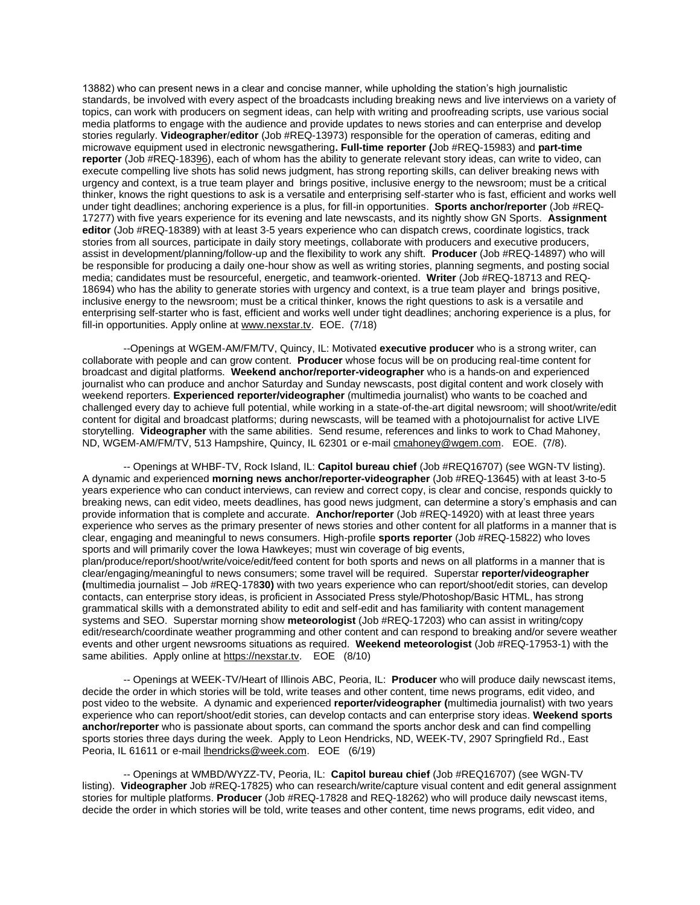13882) who can present news in a clear and concise manner, while upholding the station's high journalistic standards, be involved with every aspect of the broadcasts including breaking news and live interviews on a variety of topics, can work with producers on segment ideas, can help with writing and proofreading scripts, use various social media platforms to engage with the audience and provide updates to news stories and can enterprise and develop stories regularly. **Videographer/editor** (Job #REQ-13973) responsible for the operation of cameras, editing and microwave equipment used in electronic newsgathering**. Full-time reporter (**Job #REQ-15983) and **part-time reporter** (Job #REQ-18396), each of whom has the ability to generate relevant story ideas, can write to video, can execute compelling live shots has solid news judgment, has strong reporting skills, can deliver breaking news with urgency and context, is a true team player and brings positive, inclusive energy to the newsroom; must be a critical thinker, knows the right questions to ask is a versatile and enterprising self-starter who is fast, efficient and works well under tight deadlines; anchoring experience is a plus, for fill-in opportunities. **Sports anchor/reporter** (Job #REQ-17277) with five years experience for its evening and late newscasts, and its nightly show GN Sports. **Assignment editor** (Job #REQ-18389) with at least 3-5 years experience who can dispatch crews, coordinate logistics, track stories from all sources, participate in daily story meetings, collaborate with producers and executive producers, assist in development/planning/follow-up and the flexibility to work any shift. **Producer** (Job #REQ-14897) who will be responsible for producing a daily one-hour show as well as writing stories, planning segments, and posting social media; candidates must be resourceful, energetic, and teamwork-oriented. **Writer** (Job #REQ-18713 and REQ-18694) who has the ability to generate stories with urgency and context, is a true team player and brings positive, inclusive energy to the newsroom; must be a critical thinker, knows the right questions to ask is a versatile and enterprising self-starter who is fast, efficient and works well under tight deadlines; anchoring experience is a plus, for fill-in opportunities. Apply online at www.nexstar.tv. EOE. (7/18)

--Openings at WGEM-AM/FM/TV, Quincy, IL: Motivated **executive producer** who is a strong writer, can collaborate with people and can grow content. **Producer** whose focus will be on producing real-time content for broadcast and digital platforms. **Weekend anchor/reporter-videographer** who is a hands-on and experienced journalist who can produce and anchor Saturday and Sunday newscasts, post digital content and work closely with weekend reporters. **Experienced reporter/videographer** (multimedia journalist) who wants to be coached and challenged every day to achieve full potential, while working in a state-of-the-art digital newsroom; will shoot/write/edit content for digital and broadcast platforms; during newscasts, will be teamed with a photojournalist for active LIVE storytelling. **Videographer** with the same abilities. Send resume, references and links to work to Chad Mahoney, ND, WGEM-AM/FM/TV, 513 Hampshire, Quincy, IL 62301 or e-mail cmahoney@wgem.com. EOE. (7/8).

-- Openings at WHBF-TV, Rock Island, IL: **Capitol bureau chief** (Job #REQ16707) (see WGN-TV listing). A dynamic and experienced **morning news anchor/reporter-videographer** (Job #REQ-13645) with at least 3-to-5 years experience who can conduct interviews, can review and correct copy, is clear and concise, responds quickly to breaking news, can edit video, meets deadlines, has good news judgment, can determine a story's emphasis and can provide information that is complete and accurate. **Anchor/reporter** (Job #REQ-14920) with at least three years experience who serves as the primary presenter of news stories and other content for all platforms in a manner that is clear, engaging and meaningful to news consumers. High-profile **sports reporter** (Job #REQ-15822) who loves sports and will primarily cover the Iowa Hawkeyes; must win coverage of big events, plan/produce/report/shoot/write/voice/edit/feed content for both sports and news on all platforms in a manner that is clear/engaging/meaningful to news consumers; some travel will be required. Superstar **reporter/videographer (**multimedia journalist – Job #REQ-178**30)** with two years experience who can report/shoot/edit stories, can develop contacts, can enterprise story ideas, is proficient in Associated Press style/Photoshop/Basic HTML, has strong grammatical skills with a demonstrated ability to edit and self-edit and has familiarity with content management systems and SEO. Superstar morning show **meteorologist** (Job #REQ-17203) who can assist in writing/copy edit/research/coordinate weather programming and other content and can respond to breaking and/or severe weather events and other urgent newsrooms situations as required. **Weekend meteorologist** (Job #REQ-17953-1) with the same abilities. Apply online at https://nexstar.tv. EOE (8/10)

-- Openings at WEEK-TV/Heart of Illinois ABC, Peoria, IL: **Producer** who will produce daily newscast items, decide the order in which stories will be told, write teases and other content, time news programs, edit video, and post video to the website. A dynamic and experienced **reporter/videographer (**multimedia journalist) with two years experience who can report/shoot/edit stories, can develop contacts and can enterprise story ideas. **Weekend sports anchor/reporter** who is passionate about sports, can command the sports anchor desk and can find compelling sports stories three days during the week. Apply to Leon Hendricks, ND, WEEK-TV, 2907 Springfield Rd., East Peoria, IL 61611 or e-mail lhendricks@week.com. EOE (6/19)

-- Openings at WMBD/WYZZ-TV, Peoria, IL: **Capitol bureau chief** (Job #REQ16707) (see WGN-TV listing). **Videographer** Job #REQ-17825) who can research/write/capture visual content and edit general assignment stories for multiple platforms. **Producer** (Job #REQ-17828 and REQ-18262) who will produce daily newscast items, decide the order in which stories will be told, write teases and other content, time news programs, edit video, and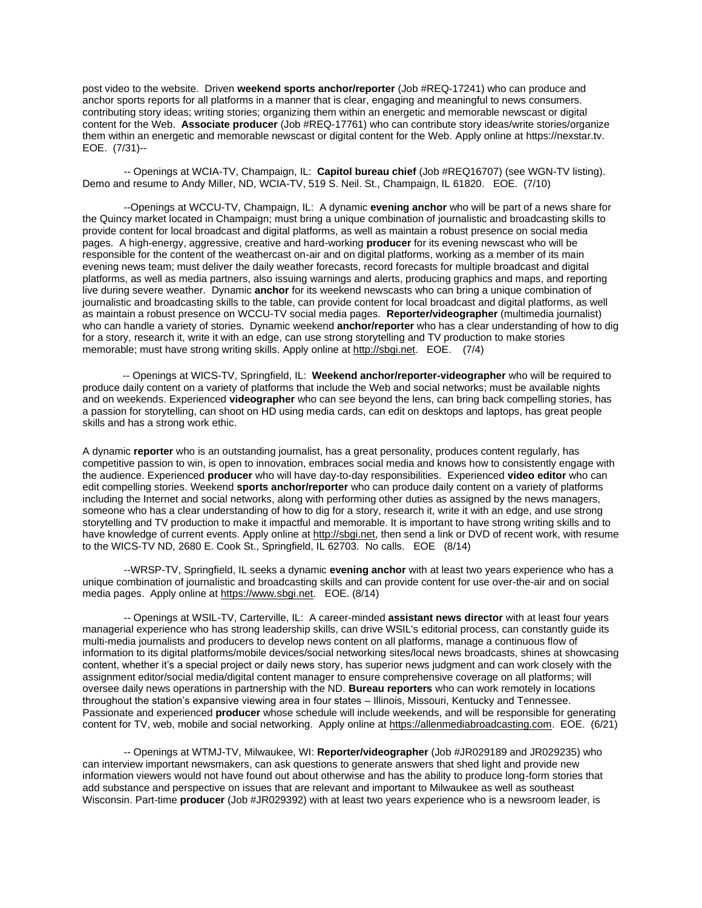post video to the website. Driven **weekend sports anchor/reporter** (Job #REQ-17241) who can produce and anchor sports reports for all platforms in a manner that is clear, engaging and meaningful to news consumers. contributing story ideas; writing stories; organizing them within an energetic and memorable newscast or digital content for the Web. **Associate producer** (Job #REQ-17761) who can contribute story ideas/write stories/organize them within an energetic and memorable newscast or digital content for the Web. Apply online at https://nexstar.tv. EOE. (7/31)--

-- Openings at WCIA-TV, Champaign, IL: **Capitol bureau chief** (Job #REQ16707) (see WGN-TV listing). Demo and resume to Andy Miller, ND, WCIA-TV, 519 S. Neil. St., Champaign, IL 61820. EOE. (7/10)

--Openings at WCCU-TV, Champaign, IL: A dynamic **evening anchor** who will be part of a news share for the Quincy market located in Champaign; must bring a unique combination of journalistic and broadcasting skills to provide content for local broadcast and digital platforms, as well as maintain a robust presence on social media pages. A high-energy, aggressive, creative and hard-working **producer** for its evening newscast who will be responsible for the content of the weathercast on-air and on digital platforms, working as a member of its main evening news team; must deliver the daily weather forecasts, record forecasts for multiple broadcast and digital platforms, as well as media partners, also issuing warnings and alerts, producing graphics and maps, and reporting live during severe weather. Dynamic **anchor** for its weekend newscasts who can bring a unique combination of journalistic and broadcasting skills to the table, can provide content for local broadcast and digital platforms, as well as maintain a robust presence on WCCU-TV social media pages. **Reporter/videographer** (multimedia journalist) who can handle a variety of stories. Dynamic weekend **anchor/reporter** who has a clear understanding of how to dig for a story, research it, write it with an edge, can use strong storytelling and TV production to make stories memorable; must have strong writing skills. Apply online at http://sbgi.net. EOE. (7/4)

-- Openings at WICS-TV, Springfield, IL: **Weekend anchor/reporter-videographer** who will be required to produce daily content on a variety of platforms that include the Web and social networks; must be available nights and on weekends. Experienced **videographer** who can see beyond the lens, can bring back compelling stories, has a passion for storytelling, can shoot on HD using media cards, can edit on desktops and laptops, has great people skills and has a strong work ethic.

A dynamic **reporter** who is an outstanding journalist, has a great personality, produces content regularly, has competitive passion to win, is open to innovation, embraces social media and knows how to consistently engage with the audience. Experienced **producer** who will have day-to-day responsibilities. Experienced **video editor** who can edit compelling stories. Weekend **sports anchor/reporter** who can produce daily content on a variety of platforms including the Internet and social networks, along with performing other duties as assigned by the news managers, someone who has a clear understanding of how to dig for a story, research it, write it with an edge, and use strong storytelling and TV production to make it impactful and memorable. It is important to have strong writing skills and to have knowledge of current events. Apply online at http://sbgi.net, then send a link or DVD of recent work, with resume to the WICS-TV ND, 2680 E. Cook St., Springfield, IL 62703. No calls. EOE (8/14)

--WRSP-TV, Springfield, IL seeks a dynamic **evening anchor** with at least two years experience who has a unique combination of journalistic and broadcasting skills and can provide content for use over-the-air and on social media pages. Apply online at https://www.sbgi.net. EOE. (8/14)

-- Openings at WSIL-TV, Carterville, IL: A career-minded **assistant news director** with at least four years managerial experience who has strong leadership skills, can drive WSIL's editorial process, can constantly guide its multi-media journalists and producers to develop news content on all platforms, manage a continuous flow of information to its digital platforms/mobile devices/social networking sites/local news broadcasts, shines at showcasing content, whether it's a special project or daily news story, has superior news judgment and can work closely with the assignment editor/social media/digital content manager to ensure comprehensive coverage on all platforms; will oversee daily news operations in partnership with the ND. **Bureau reporters** who can work remotely in locations throughout the station's expansive viewing area in four states – Illinois, Missouri, Kentucky and Tennessee. Passionate and experienced **producer** whose schedule will include weekends, and will be responsible for generating content for TV, web, mobile and social networking. Apply online at https://allenmediabroadcasting.com. EOE. (6/21)

-- Openings at WTMJ-TV, Milwaukee, WI: **Reporter/videographer** (Job #JR029189 and JR029235) who can interview important newsmakers, can ask questions to generate answers that shed light and provide new information viewers would not have found out about otherwise and has the ability to produce long-form stories that add substance and perspective on issues that are relevant and important to Milwaukee as well as southeast Wisconsin. Part-time **producer** (Job #JR029392) with at least two years experience who is a newsroom leader, is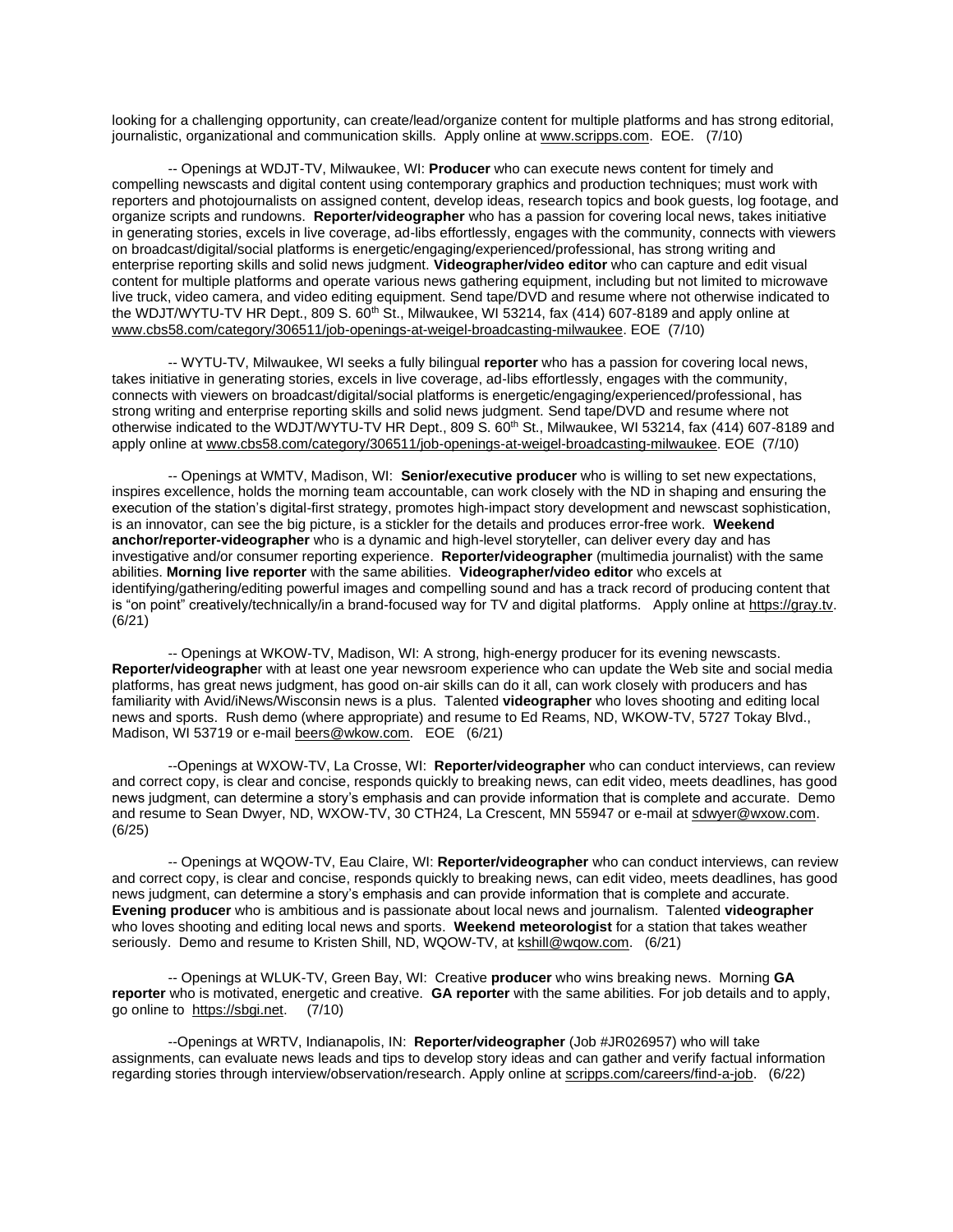looking for a challenging opportunity, can create/lead/organize content for multiple platforms and has strong editorial, journalistic, organizational and communication skills. Apply online at www.scripps.com. EOE. (7/10)

-- Openings at WDJT-TV, Milwaukee, WI: **Producer** who can execute news content for timely and compelling newscasts and digital content using contemporary graphics and production techniques; must work with reporters and photojournalists on assigned content, develop ideas, research topics and book guests, log footage, and organize scripts and rundowns. **Reporter/videographer** who has a passion for covering local news, takes initiative in generating stories, excels in live coverage, ad-libs effortlessly, engages with the community, connects with viewers on broadcast/digital/social platforms is energetic/engaging/experienced/professional, has strong writing and enterprise reporting skills and solid news judgment. **Videographer/video editor** who can capture and edit visual content for multiple platforms and operate various news gathering equipment, including but not limited to microwave live truck, video camera, and video editing equipment. Send tape/DVD and resume where not otherwise indicated to the WDJT/WYTU-TV HR Dept., 809 S. 60th St., Milwaukee, WI 53214, fax (414) 607-8189 and apply online at www.cbs58.com/category/306511/job-openings-at-weigel-broadcasting-milwaukee. EOE (7/10)

-- WYTU-TV, Milwaukee, WI seeks a fully bilingual **reporter** who has a passion for covering local news, takes initiative in generating stories, excels in live coverage, ad-libs effortlessly, engages with the community, connects with viewers on broadcast/digital/social platforms is energetic/engaging/experienced/professional, has strong writing and enterprise reporting skills and solid news judgment. Send tape/DVD and resume where not otherwise indicated to the WDJT/WYTU-TV HR Dept., 809 S. 60th St., Milwaukee, WI 53214, fax (414) 607-8189 and apply online at www.cbs58.com/category/306511/job-openings-at-weigel-broadcasting-milwaukee. EOE (7/10)

-- Openings at WMTV, Madison, WI: **Senior/executive producer** who is willing to set new expectations, inspires excellence, holds the morning team accountable, can work closely with the ND in shaping and ensuring the execution of the station's digital-first strategy, promotes high-impact story development and newscast sophistication, is an innovator, can see the big picture, is a stickler for the details and produces error-free work. **Weekend anchor/reporter-videographer** who is a dynamic and high-level storyteller, can deliver every day and has investigative and/or consumer reporting experience. **Reporter/videographer** (multimedia journalist) with the same abilities. **Morning live reporter** with the same abilities. **Videographer/video editor** who excels at identifying/gathering/editing powerful images and compelling sound and has a track record of producing content that is "on point" creatively/technically/in a brand-focused way for TV and digital platforms. Apply online at https://gray.tv. (6/21)

-- Openings at WKOW-TV, Madison, WI: A strong, high-energy producer for its evening newscasts. **Reporter/videographe**r with at least one year newsroom experience who can update the Web site and social media platforms, has great news judgment, has good on-air skills can do it all, can work closely with producers and has familiarity with Avid/iNews/Wisconsin news is a plus. Talented **videographer** who loves shooting and editing local news and sports. Rush demo (where appropriate) and resume to Ed Reams, ND, WKOW-TV, 5727 Tokay Blvd., Madison, WI 53719 or e-mail beers@wkow.com. EOE (6/21)

--Openings at WXOW-TV, La Crosse, WI: **Reporter/videographer** who can conduct interviews, can review and correct copy, is clear and concise, responds quickly to breaking news, can edit video, meets deadlines, has good news judgment, can determine a story's emphasis and can provide information that is complete and accurate. Demo and resume to Sean Dwyer, ND, WXOW-TV, 30 CTH24, La Crescent, MN 55947 or e-mail at sdwyer@wxow.com. (6/25)

-- Openings at WQOW-TV, Eau Claire, WI: **Reporter/videographer** who can conduct interviews, can review and correct copy, is clear and concise, responds quickly to breaking news, can edit video, meets deadlines, has good news judgment, can determine a story's emphasis and can provide information that is complete and accurate. **Evening producer** who is ambitious and is passionate about local news and journalism. Talented **videographer** who loves shooting and editing local news and sports. **Weekend meteorologist** for a station that takes weather seriously. Demo and resume to Kristen Shill, ND, WQOW-TV, at kshill@wqow.com. (6/21)

-- Openings at WLUK-TV, Green Bay, WI: Creative **producer** who wins breaking news. Morning **GA reporter** who is motivated, energetic and creative. **GA reporter** with the same abilities. For job details and to apply, go online to https://sbgi.net. (7/10)

--Openings at WRTV, Indianapolis, IN: **Reporter/videographer** (Job #JR026957) who will take assignments, can evaluate news leads and tips to develop story ideas and can gather and verify factual information regarding stories through interview/observation/research. Apply online at scripps.com/careers/find-a-job. (6/22)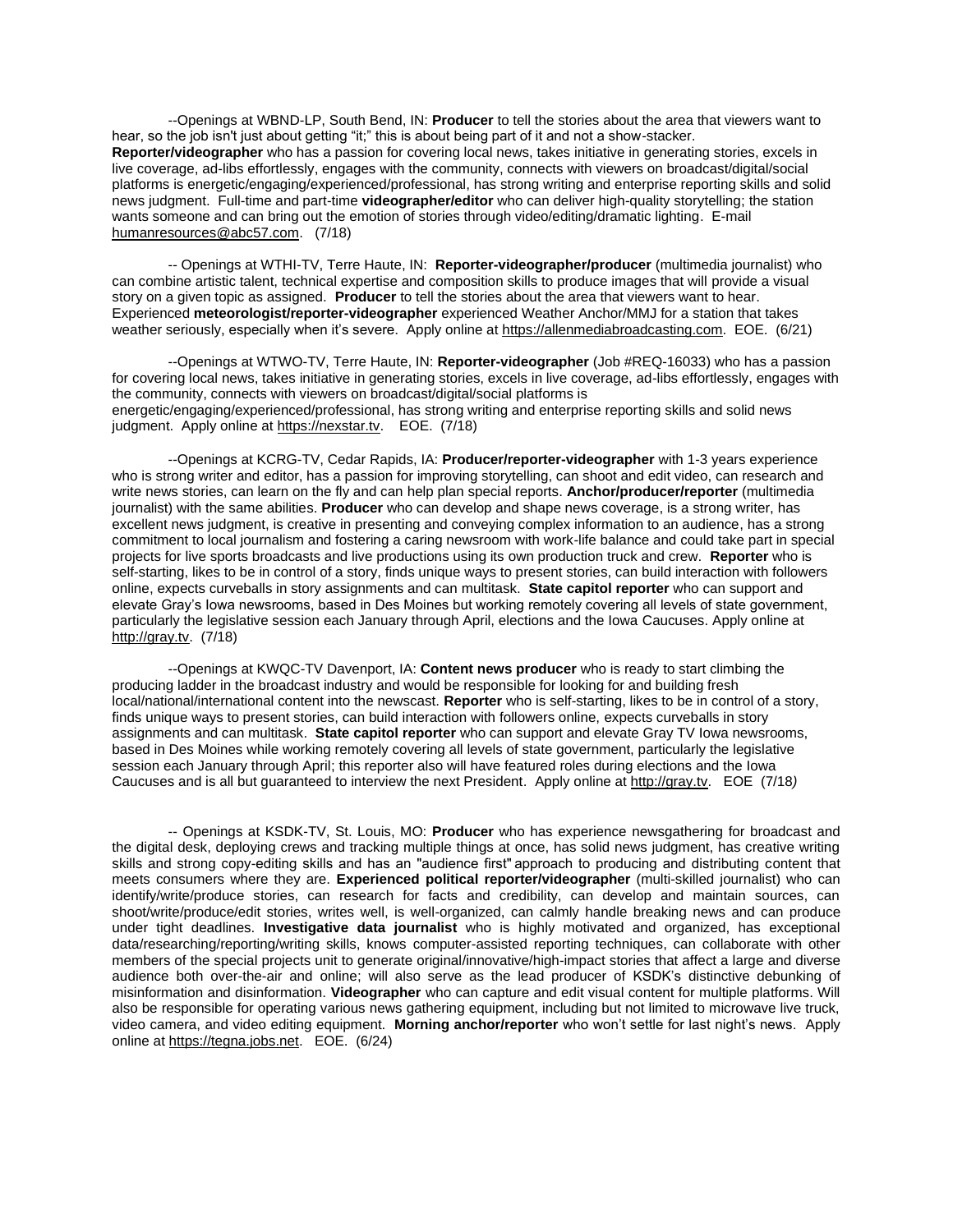--Openings at WBND-LP, South Bend, IN: **Producer** to tell the stories about the area that viewers want to hear, so the job isn't just about getting "it;" this is about being part of it and not a show-stacker. **Reporter/videographer** who has a passion for covering local news, takes initiative in generating stories, excels in live coverage, ad-libs effortlessly, engages with the community, connects with viewers on broadcast/digital/social platforms is energetic/engaging/experienced/professional, has strong writing and enterprise reporting skills and solid news judgment. Full-time and part-time **videographer/editor** who can deliver high-quality storytelling; the station wants someone and can bring out the emotion of stories through video/editing/dramatic lighting. E-mail humanresources@abc57.com. (7/18)

-- Openings at WTHI-TV, Terre Haute, IN: **Reporter-videographer/producer** (multimedia journalist) who can combine artistic talent, technical expertise and composition skills to produce images that will provide a visual story on a given topic as assigned. **Producer** to tell the stories about the area that viewers want to hear. Experienced **meteorologist/reporter-videographer** experienced Weather Anchor/MMJ for a station that takes weather seriously, especially when it's severe. Apply online at https://allenmediabroadcasting.com. EOE. (6/21)

--Openings at WTWO-TV, Terre Haute, IN: **Reporter-videographer** (Job #REQ-16033) who has a passion for covering local news, takes initiative in generating stories, excels in live coverage, ad-libs effortlessly, engages with the community, connects with viewers on broadcast/digital/social platforms is energetic/engaging/experienced/professional, has strong writing and enterprise reporting skills and solid news judgment. Apply online at https://nexstar.tv. EOE. (7/18)

--Openings at KCRG-TV, Cedar Rapids, IA: **Producer/reporter-videographer** with 1-3 years experience who is strong writer and editor, has a passion for improving storytelling, can shoot and edit video, can research and write news stories, can learn on the fly and can help plan special reports. **Anchor/producer/reporter** (multimedia journalist) with the same abilities. **Producer** who can develop and shape news coverage, is a strong writer, has excellent news judgment, is creative in presenting and conveying complex information to an audience, has a strong commitment to local journalism and fostering a caring newsroom with work-life balance and could take part in special projects for live sports broadcasts and live productions using its own production truck and crew. **Reporter** who is self-starting, likes to be in control of a story, finds unique ways to present stories, can build interaction with followers online, expects curveballs in story assignments and can multitask. **State capitol reporter** who can support and elevate Gray's Iowa newsrooms, based in Des Moines but working remotely covering all levels of state government, particularly the legislative session each January through April, elections and the Iowa Caucuses. Apply online at http://gray.tv. (7/18)

--Openings at KWQC-TV Davenport, IA: **Content news producer** who is ready to start climbing the producing ladder in the broadcast industry and would be responsible for looking for and building fresh local/national/international content into the newscast. **Reporter** who is self-starting, likes to be in control of a story, finds unique ways to present stories, can build interaction with followers online, expects curveballs in story assignments and can multitask. **State capitol reporter** who can support and elevate Gray TV Iowa newsrooms, based in Des Moines while working remotely covering all levels of state government, particularly the legislative session each January through April; this reporter also will have featured roles during elections and the Iowa Caucuses and is all but guaranteed to interview the next President. Apply online at http://gray.tv. EOE (7/18)

-- Openings at KSDK-TV, St. Louis, MO: **Producer** who has experience newsgathering for broadcast and the digital desk, deploying crews and tracking multiple things at once, has solid news judgment, has creative writing skills and strong copy-editing skills and has an "audience first" approach to producing and distributing content that meets consumers where they are. **Experienced political reporter/videographer** (multi-skilled journalist) who can identify/write/produce stories, can research for facts and credibility, can develop and maintain sources, can shoot/write/produce/edit stories, writes well, is well-organized, can calmly handle breaking news and can produce under tight deadlines. **Investigative data journalist** who is highly motivated and organized, has exceptional data/researching/reporting/writing skills, knows computer-assisted reporting techniques, can collaborate with other members of the special projects unit to generate original/innovative/high-impact stories that affect a large and diverse audience both over-the-air and online; will also serve as the lead producer of KSDK's distinctive debunking of misinformation and disinformation. **Videographer** who can capture and edit visual content for multiple platforms. Will also be responsible for operating various news gathering equipment, including but not limited to microwave live truck, video camera, and video editing equipment. **Morning anchor/reporter** who won't settle for last night's news. Apply online at https://tegna.jobs.net. EOE. (6/24)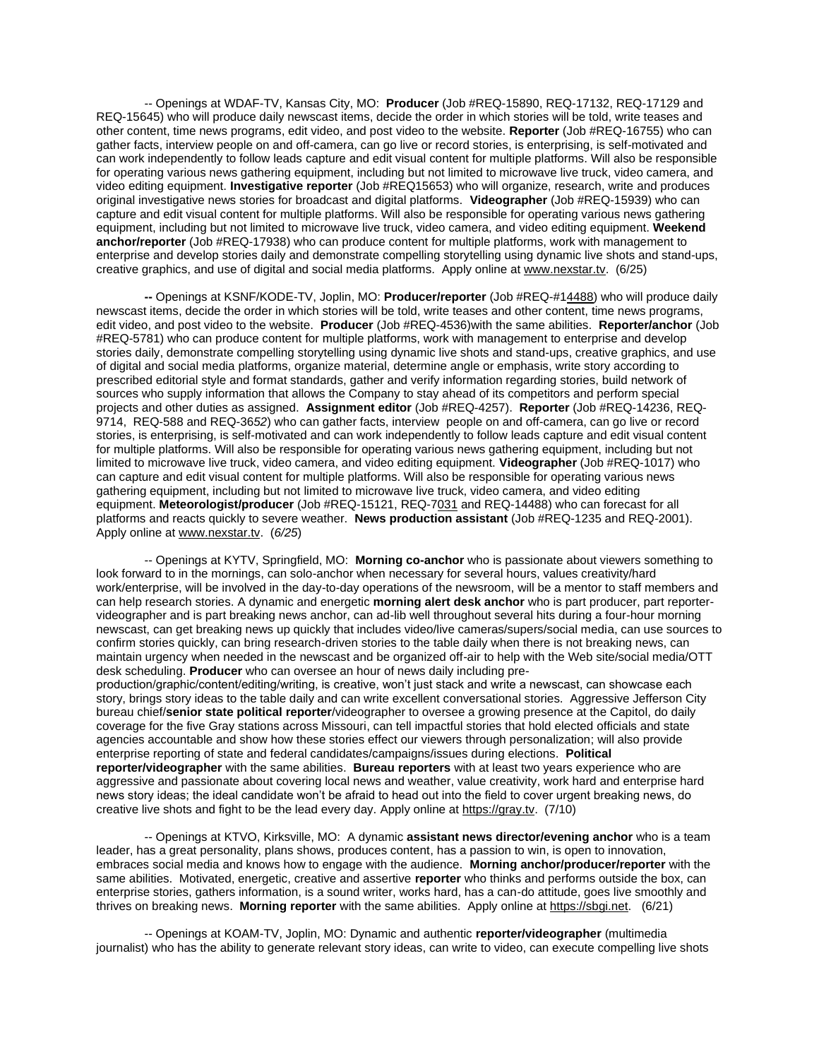-- Openings at WDAF-TV, Kansas City, MO: **Producer** (Job #REQ-15890, REQ-17132, REQ-17129 and REQ-15645) who will produce daily newscast items, decide the order in which stories will be told, write teases and other content, time news programs, edit video, and post video to the website. **Reporter** (Job #REQ-16755) who can gather facts, interview people on and off-camera, can go live or record stories, is enterprising, is self-motivated and can work independently to follow leads capture and edit visual content for multiple platforms. Will also be responsible for operating various news gathering equipment, including but not limited to microwave live truck, video camera, and video editing equipment. **Investigative reporter** (Job #REQ15653) who will organize, research, write and produces original investigative news stories for broadcast and digital platforms. **Videographer** (Job #REQ-15939) who can capture and edit visual content for multiple platforms. Will also be responsible for operating various news gathering equipment, including but not limited to microwave live truck, video camera, and video editing equipment. **Weekend anchor/reporter** (Job #REQ-17938) who can produce content for multiple platforms, work with management to enterprise and develop stories daily and demonstrate compelling storytelling using dynamic live shots and stand-ups, creative graphics, and use of digital and social media platforms. Apply online at www.nexstar.tv. (6/25)

**--** Openings at KSNF/KODE-TV, Joplin, MO: **Producer/reporter** (Job #REQ-#14488) who will produce daily newscast items, decide the order in which stories will be told, write teases and other content, time news programs, edit video, and post video to the website. **Producer** (Job #REQ-4536)with the same abilities. **Reporter/anchor** (Job #REQ-5781) who can produce content for multiple platforms, work with management to enterprise and develop stories daily, demonstrate compelling storytelling using dynamic live shots and stand-ups, creative graphics, and use of digital and social media platforms, organize material, determine angle or emphasis, write story according to prescribed editorial style and format standards, gather and verify information regarding stories, build network of sources who supply information that allows the Company to stay ahead of its competitors and perform special projects and other duties as assigned. **Assignment editor** (Job #REQ-4257). **Reporter** (Job #REQ-14236, REQ-9714, REQ-588 and REQ-3652) who can gather facts, interview people on and off-camera, can go live or record stories, is enterprising, is self-motivated and can work independently to follow leads capture and edit visual content for multiple platforms. Will also be responsible for operating various news gathering equipment, including but not limited to microwave live truck, video camera, and video editing equipment. **Videographer** (Job #REQ-1017) who can capture and edit visual content for multiple platforms. Will also be responsible for operating various news gathering equipment, including but not limited to microwave live truck, video camera, and video editing equipment. **Meteorologist/producer** (Job #REQ-15121, REQ-7031 and REQ-14488) who can forecast for all platforms and reacts quickly to severe weather. **News production assistant** (Job #REQ-1235 and REQ-2001). Apply online at www.nexstar.tv. (*6/25*)

-- Openings at KYTV, Springfield, MO: **Morning co-anchor** who is passionate about viewers something to look forward to in the mornings, can solo-anchor when necessary for several hours, values creativity/hard work/enterprise, will be involved in the day-to-day operations of the newsroom, will be a mentor to staff members and can help research stories. A dynamic and energetic **morning alert desk anchor** who is part producer, part reporter-videographer and is part breaking news anchor, can ad-lib well throughout several hits during a four-hour morning newscast, can get breaking news up quickly that includes video/live cameras/supers/social media, can use sources to confirm stories quickly, can bring research-driven stories to the table daily when there is not breaking news, can maintain urgency when needed in the newscast and be organized off-air to help with the Web site/social media/OTT desk scheduling. **Producer** who can oversee an hour of news daily including pre-production/graphic/content/editing/writing, is creative, won't just stack and write a newscast, can showcase each story, brings story ideas to the table daily and can write excellent conversational stories. Aggressive Jefferson City bureau chief/**senior state political reporter**/videographer to oversee a growing presence at the Capitol, do daily coverage for the five Gray stations across Missouri, can tell impactful stories that hold elected officials and state agencies accountable and show how these stories effect our viewers through personalization; will also provide enterprise reporting of state and federal candidates/campaigns/issues during elections. **Political reporter/videographer** with the same abilities. **Bureau reporters** with at least two years experience who are aggressive and passionate about covering local news and weather, value creativity, work hard and enterprise hard news story ideas; the ideal candidate won't be afraid to head out into the field to cover urgent breaking news, do creative live shots and fight to be the lead every day. Apply online at https://gray.tv. (7/10)

-- Openings at KTVO, Kirksville, MO: A dynamic **assistant news director/evening anchor** who is a team leader, has a great personality, plans shows, produces content, has a passion to win, is open to innovation, embraces social media and knows how to engage with the audience. **Morning anchor/producer/reporter** with the same abilities. Motivated, energetic, creative and assertive **reporter** who thinks and performs outside the box, can enterprise stories, gathers information, is a sound writer, works hard, has a can-do attitude, goes live smoothly and thrives on breaking news. **Morning reporter** with the same abilities. Apply online at https://sbgi.net. (6/21)

-- Openings at KOAM-TV, Joplin, MO: Dynamic and authentic **reporter/videographer** (multimedia journalist) who has the ability to generate relevant story ideas, can write to video, can execute compelling live shots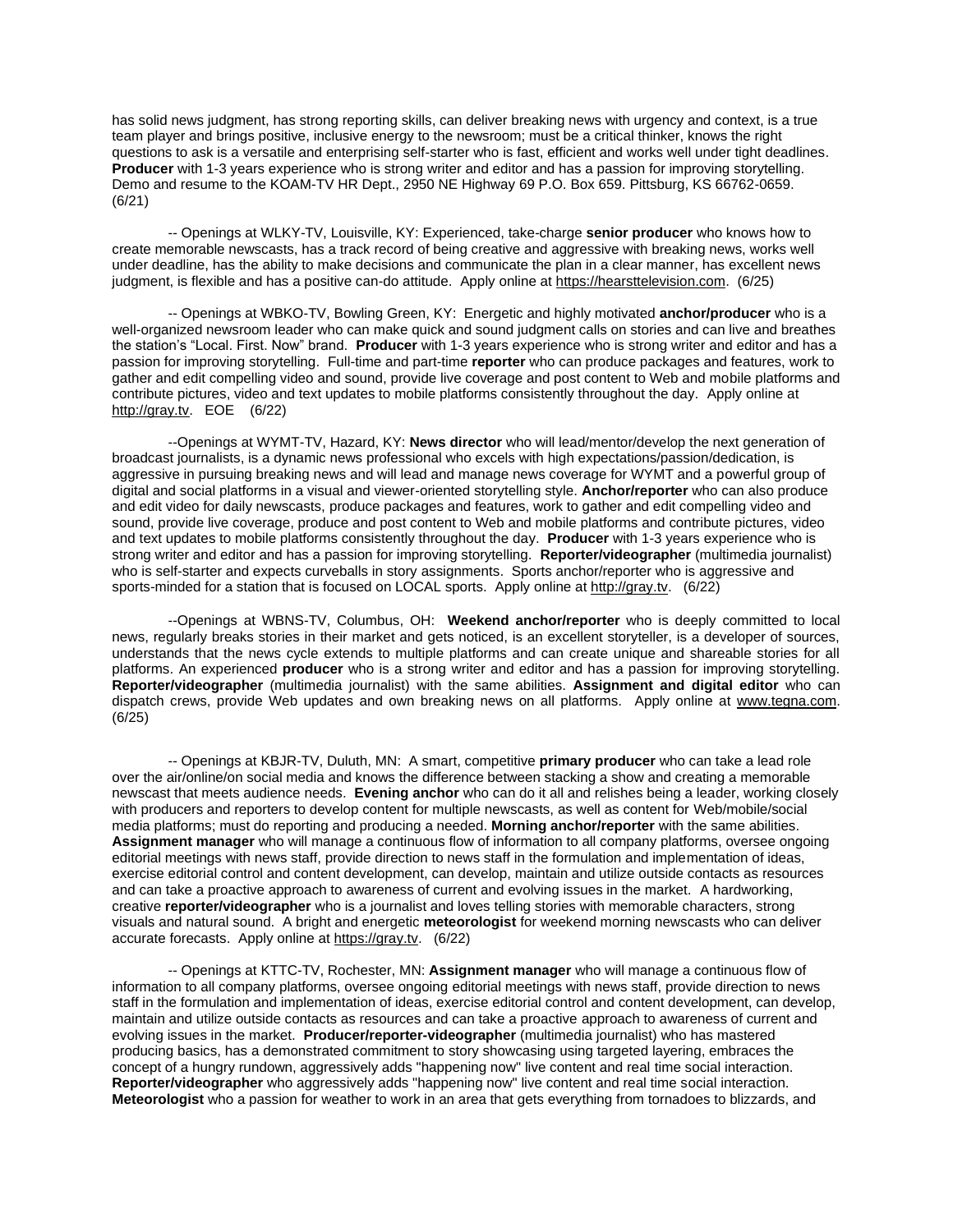has solid news judgment, has strong reporting skills, can deliver breaking news with urgency and context, is a true team player and brings positive, inclusive energy to the newsroom; must be a critical thinker, knows the right questions to ask is a versatile and enterprising self-starter who is fast, efficient and works well under tight deadlines. **Producer** with 1-3 years experience who is strong writer and editor and has a passion for improving storytelling. Demo and resume to the KOAM-TV HR Dept., 2950 NE Highway 69 P.O. Box 659. Pittsburg, KS 66762-0659. (6/21)

-- Openings at WLKY-TV, Louisville, KY: Experienced, take-charge **senior producer** who knows how to create memorable newscasts, has a track record of being creative and aggressive with breaking news, works well under deadline, has the ability to make decisions and communicate the plan in a clear manner, has excellent news judgment, is flexible and has a positive can-do attitude. Apply online at https://hearsttelevision.com. (6/25)

-- Openings at WBKO-TV, Bowling Green, KY: Energetic and highly motivated **anchor/producer** who is a well-organized newsroom leader who can make quick and sound judgment calls on stories and can live and breathes the station's "Local. First. Now" brand. **Producer** with 1-3 years experience who is strong writer and editor and has a passion for improving storytelling. Full-time and part-time **reporter** who can produce packages and features, work to gather and edit compelling video and sound, provide live coverage and post content to Web and mobile platforms and contribute pictures, video and text updates to mobile platforms consistently throughout the day. Apply online at http://gray.tv. EOE (6/22)

--Openings at WYMT-TV, Hazard, KY: **News director** who will lead/mentor/develop the next generation of broadcast journalists, is a dynamic news professional who excels with high expectations/passion/dedication, is aggressive in pursuing breaking news and will lead and manage news coverage for WYMT and a powerful group of digital and social platforms in a visual and viewer-oriented storytelling style. **Anchor/reporter** who can also produce and edit video for daily newscasts, produce packages and features, work to gather and edit compelling video and sound, provide live coverage, produce and post content to Web and mobile platforms and contribute pictures, video and text updates to mobile platforms consistently throughout the day. **Producer** with 1-3 years experience who is strong writer and editor and has a passion for improving storytelling. **Reporter/videographer** (multimedia journalist) who is self-starter and expects curveballs in story assignments. Sports anchor/reporter who is aggressive and sports-minded for a station that is focused on LOCAL sports. Apply online at http://gray.tv. (6/22)

--Openings at WBNS-TV, Columbus, OH: **Weekend anchor/reporter** who is deeply committed to local news, regularly breaks stories in their market and gets noticed, is an excellent storyteller, is a developer of sources, understands that the news cycle extends to multiple platforms and can create unique and shareable stories for all platforms. An experienced **producer** who is a strong writer and editor and has a passion for improving storytelling. **Reporter/videographer** (multimedia journalist) with the same abilities. **Assignment and digital editor** who can dispatch crews, provide Web updates and own breaking news on all platforms. Apply online at www.tegna.com. (6/25)

-- Openings at KBJR-TV, Duluth, MN: A smart, competitive **primary producer** who can take a lead role over the air/online/on social media and knows the difference between stacking a show and creating a memorable newscast that meets audience needs. **Evening anchor** who can do it all and relishes being a leader, working closely with producers and reporters to develop content for multiple newscasts, as well as content for Web/mobile/social media platforms; must do reporting and producing a needed. **Morning anchor/reporter** with the same abilities. **Assignment manager** who will manage a continuous flow of information to all company platforms, oversee ongoing editorial meetings with news staff, provide direction to news staff in the formulation and implementation of ideas, exercise editorial control and content development, can develop, maintain and utilize outside contacts as resources and can take a proactive approach to awareness of current and evolving issues in the market. A hardworking, creative **reporter/videographer** who is a journalist and loves telling stories with memorable characters, strong visuals and natural sound. A bright and energetic **meteorologist** for weekend morning newscasts who can deliver accurate forecasts. Apply online at https://gray.tv. (6/22)

-- Openings at KTTC-TV, Rochester, MN: **Assignment manager** who will manage a continuous flow of information to all company platforms, oversee ongoing editorial meetings with news staff, provide direction to news staff in the formulation and implementation of ideas, exercise editorial control and content development, can develop, maintain and utilize outside contacts as resources and can take a proactive approach to awareness of current and evolving issues in the market. **Producer/reporter-videographer** (multimedia journalist) who has mastered producing basics, has a demonstrated commitment to story showcasing using targeted layering, embraces the concept of a hungry rundown, aggressively adds "happening now" live content and real time social interaction. **Reporter/videographer** who aggressively adds "happening now" live content and real time social interaction. **Meteorologist** who a passion for weather to work in an area that gets everything from tornadoes to blizzards, and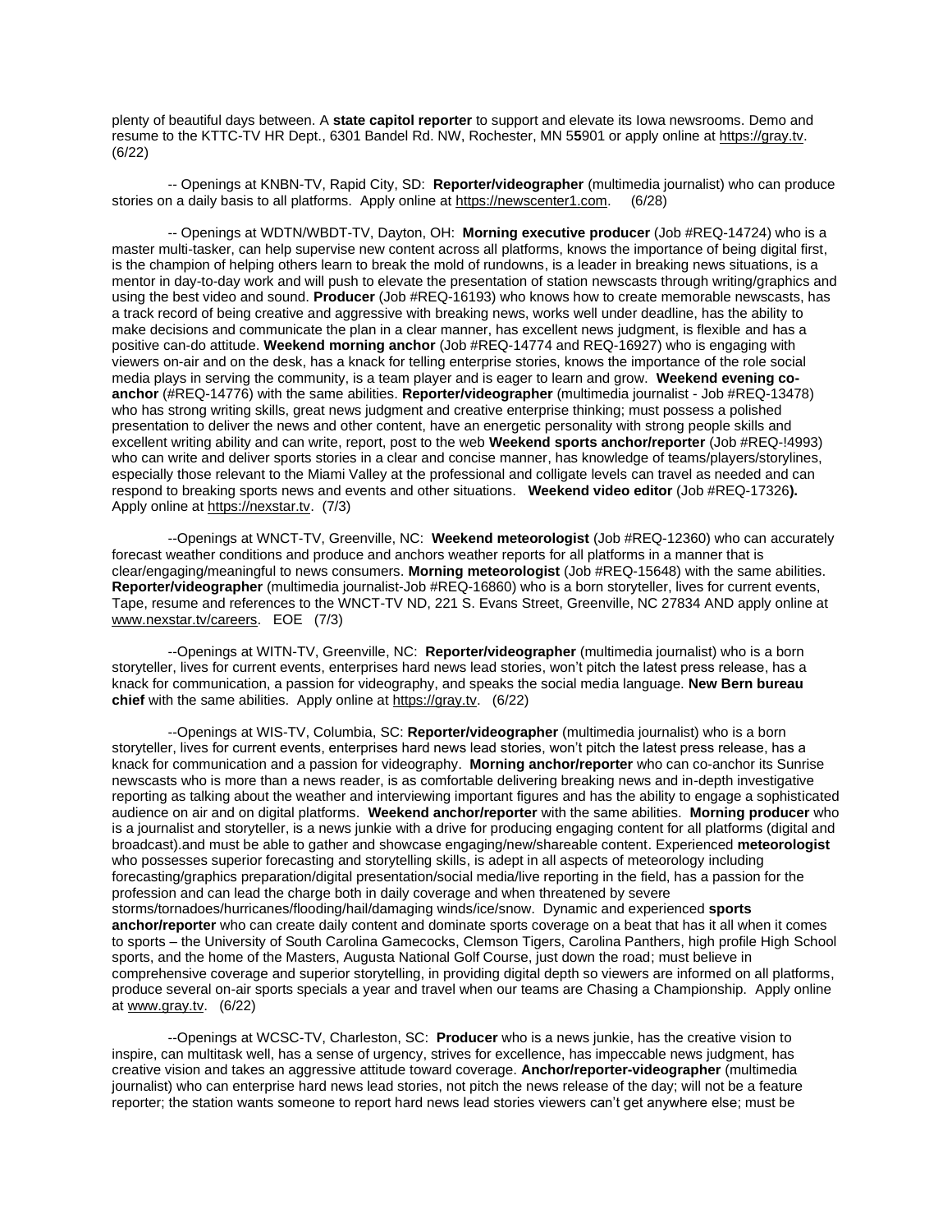plenty of beautiful days between. A **state capitol reporter** to support and elevate its Iowa newsrooms. Demo and resume to the KTTC-TV HR Dept., 6301 Bandel Rd. NW, Rochester, MN 5**5**901 or apply online at https://gray.tv. (6/22)

-- Openings at KNBN-TV, Rapid City, SD: **Reporter/videographer** (multimedia journalist) who can produce stories on a daily basis to all platforms. Apply online at https://newscenter1.com. (6/28)

-- Openings at WDTN/WBDT-TV, Dayton, OH: **Morning executive producer** (Job #REQ-14724) who is a master multi-tasker, can help supervise new content across all platforms, knows the importance of being digital first, is the champion of helping others learn to break the mold of rundowns, is a leader in breaking news situations, is a mentor in day-to-day work and will push to elevate the presentation of station newscasts through writing/graphics and using the best video and sound. **Producer** (Job #REQ-16193) who knows how to create memorable newscasts, has a track record of being creative and aggressive with breaking news, works well under deadline, has the ability to make decisions and communicate the plan in a clear manner, has excellent news judgment, is flexible and has a positive can-do attitude. **Weekend morning anchor** (Job #REQ-14774 and REQ-16927) who is engaging with viewers on-air and on the desk, has a knack for telling enterprise stories, knows the importance of the role social media plays in serving the community, is a team player and is eager to learn and grow. **Weekend evening co-anchor** (#REQ-14776) with the same abilities. **Reporter/videographer** (multimedia journalist - Job #REQ-13478) who has strong writing skills, great news judgment and creative enterprise thinking; must possess a polished presentation to deliver the news and other content, have an energetic personality with strong people skills and excellent writing ability and can write, report, post to the web **Weekend sports anchor/reporter** (Job #REQ-!4993) who can write and deliver sports stories in a clear and concise manner, has knowledge of teams/players/storylines, especially those relevant to the Miami Valley at the professional and colligate levels can travel as needed and can respond to breaking sports news and events and other situations. **Weekend video editor** (Job #REQ-17326**).** Apply online at https://nexstar.tv. (7/3)

--Openings at WNCT-TV, Greenville, NC: **Weekend meteorologist** (Job #REQ-12360) who can accurately forecast weather conditions and produce and anchors weather reports for all platforms in a manner that is clear/engaging/meaningful to news consumers. **Morning meteorologist** (Job #REQ-15648) with the same abilities. **Reporter/videographer** (multimedia journalist-Job #REQ-16860) who is a born storyteller, lives for current events, Tape, resume and references to the WNCT-TV ND, 221 S. Evans Street, Greenville, NC 27834 AND apply online at www.nexstar.tv/careers. EOE (7/3)

--Openings at WITN-TV, Greenville, NC: **Reporter/videographer** (multimedia journalist) who is a born storyteller, lives for current events, enterprises hard news lead stories, won't pitch the latest press release, has a knack for communication, a passion for videography, and speaks the social media language. **New Bern bureau chief** with the same abilities. Apply online at https://gray.tv. (6/22)

--Openings at WIS-TV, Columbia, SC: **Reporter/videographer** (multimedia journalist) who is a born storyteller, lives for current events, enterprises hard news lead stories, won't pitch the latest press release, has a knack for communication and a passion for videography. **Morning anchor/reporter** who can co-anchor its Sunrise newscasts who is more than a news reader, is as comfortable delivering breaking news and in-depth investigative reporting as talking about the weather and interviewing important figures and has the ability to engage a sophisticated audience on air and on digital platforms. **Weekend anchor/reporter** with the same abilities. **Morning producer** who is a journalist and storyteller, is a news junkie with a drive for producing engaging content for all platforms (digital and broadcast).and must be able to gather and showcase engaging/new/shareable content. Experienced **meteorologist** who possesses superior forecasting and storytelling skills, is adept in all aspects of meteorology including forecasting/graphics preparation/digital presentation/social media/live reporting in the field, has a passion for the profession and can lead the charge both in daily coverage and when threatened by severe storms/tornadoes/hurricanes/flooding/hail/damaging winds/ice/snow. Dynamic and experienced **sports anchor/reporter** who can create daily content and dominate sports coverage on a beat that has it all when it comes to sports – the University of South Carolina Gamecocks, Clemson Tigers, Carolina Panthers, high profile High School sports, and the home of the Masters, Augusta National Golf Course, just down the road; must believe in comprehensive coverage and superior storytelling, in providing digital depth so viewers are informed on all platforms, produce several on-air sports specials a year and travel when our teams are Chasing a Championship. Apply online at www.gray.tv. (6/22)

--Openings at WCSC-TV, Charleston, SC: **Producer** who is a news junkie, has the creative vision to inspire, can multitask well, has a sense of urgency, strives for excellence, has impeccable news judgment, has creative vision and takes an aggressive attitude toward coverage. **Anchor/reporter-videographer** (multimedia journalist) who can enterprise hard news lead stories, not pitch the news release of the day; will not be a feature reporter; the station wants someone to report hard news lead stories viewers can't get anywhere else; must be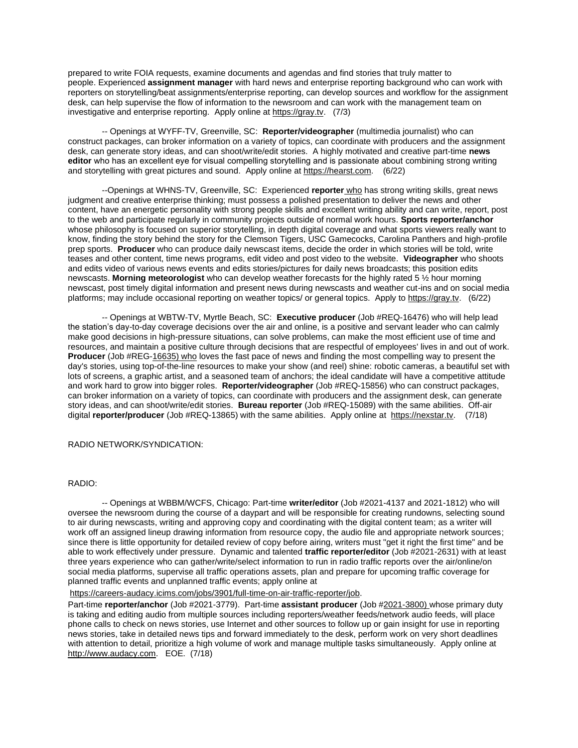prepared to write FOIA requests, examine documents and agendas and find stories that truly matter to people. Experienced **assignment manager** with hard news and enterprise reporting background who can work with reporters on storytelling/beat assignments/enterprise reporting, can develop sources and workflow for the assignment desk, can help supervise the flow of information to the newsroom and can work with the management team on investigative and enterprise reporting. Apply online at https://gray.tv. (7/3)

-- Openings at WYFF-TV, Greenville, SC: **Reporter/videographer** (multimedia journalist) who can construct packages, can broker information on a variety of topics, can coordinate with producers and the assignment desk, can generate story ideas, and can shoot/write/edit stories. A highly motivated and creative part-time **news editor** who has an excellent eye for visual compelling storytelling and is passionate about combining strong writing and storytelling with great pictures and sound. Apply online at https://hearst.com. (6/22)

--Openings at WHNS-TV, Greenville, SC: Experienced **reporter** who has strong writing skills, great news judgment and creative enterprise thinking; must possess a polished presentation to deliver the news and other content, have an energetic personality with strong people skills and excellent writing ability and can write, report, post to the web and participate regularly in community projects outside of normal work hours. **Sports reporter/anchor** whose philosophy is focused on superior storytelling, in depth digital coverage and what sports viewers really want to know, finding the story behind the story for the Clemson Tigers, USC Gamecocks, Carolina Panthers and high-profile prep sports. **Producer** who can produce daily newscast items, decide the order in which stories will be told, write teases and other content, time news programs, edit video and post video to the website. **Videographer** who shoots and edits video of various news events and edits stories/pictures for daily news broadcasts; this position edits newscasts. **Morning meteorologist** who can develop weather forecasts for the highly rated 5 ½ hour morning newscast, post timely digital information and present news during newscasts and weather cut-ins and on social media platforms; may include occasional reporting on weather topics/ or general topics. Apply to https://gray.tv. (6/22)

-- Openings at WBTW-TV, Myrtle Beach, SC: **Executive producer** (Job #REQ-16476) who will help lead the station's day-to-day coverage decisions over the air and online, is a positive and servant leader who can calmly make good decisions in high-pressure situations, can solve problems, can make the most efficient use of time and resources, and maintain a positive culture through decisions that are respectful of employees' lives in and out of work. **Producer** (Job #REG-16635) who loves the fast pace of news and finding the most compelling way to present the day's stories, using top-of-the-line resources to make your show (and reel) shine: robotic cameras, a beautiful set with lots of screens, a graphic artist, and a seasoned team of anchors; the ideal candidate will have a competitive attitude and work hard to grow into bigger roles. **Reporter/videographer** (Job #REQ-15856) who can construct packages, can broker information on a variety of topics, can coordinate with producers and the assignment desk, can generate story ideas, and can shoot/write/edit stories. **Bureau reporter** (Job #REQ-15089) with the same abilities. Off-air digital **reporter/producer** (Job #REQ-13865) with the same abilities. Apply online at https://nexstar.tv. (7/18)

RADIO NETWORK/SYNDICATION:

RADIO:

-- Openings at WBBM/WCFS, Chicago: Part-time **writer/editor** (Job #2021-4137 and 2021-1812) who will oversee the newsroom during the course of a daypart and will be responsible for creating rundowns, selecting sound to air during newscasts, writing and approving copy and coordinating with the digital content team; as a writer will work off an assigned lineup drawing information from resource copy, the audio file and appropriate network sources; since there is little opportunity for detailed review of copy before airing, writers must "get it right the first time" and be able to work effectively under pressure. Dynamic and talented **traffic reporter/editor** (Job #2021-2631) with at least three years experience who can gather/write/select information to run in radio traffic reports over the air/online/on social media platforms, supervise all traffic operations assets, plan and prepare for upcoming traffic coverage for planned traffic events and unplanned traffic events; apply online at https://careers-audacy.icims.com/jobs/3901/full-time-on-air-traffic-reporter/job.
Part-time **reporter/anchor** (Job #2021-3779). Part-time **assistant producer** (Job #2021-3800) whose primary duty is taking and editing audio from multiple sources including reporters/weather feeds/network audio feeds, will place phone calls to check on news stories, use Internet and other sources to follow up or gain insight for use in reporting news stories, take in detailed news tips and forward immediately to the desk, perform work on very short deadlines with attention to detail, prioritize a high volume of work and manage multiple tasks simultaneously. Apply online at http://www.audacy.com. EOE. (7/18)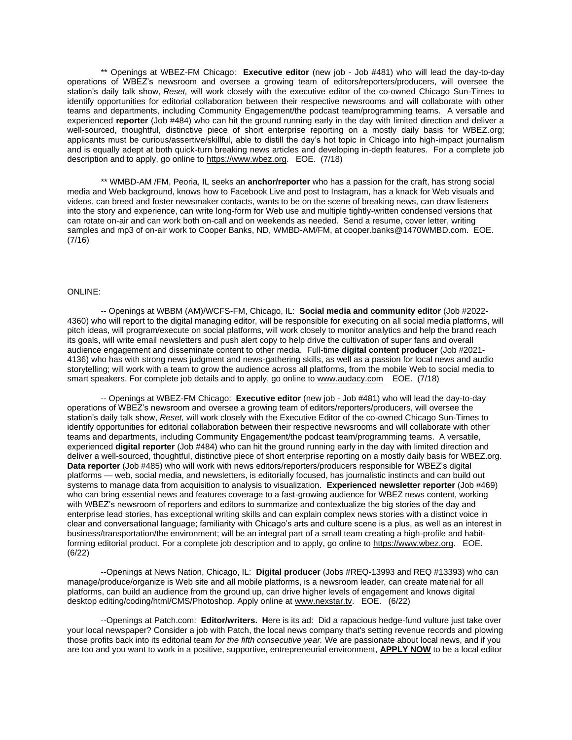** Openings at WBEZ-FM Chicago: **Executive editor** (new job - Job #481) who will lead the day-to-day operations of WBEZ's newsroom and oversee a growing team of editors/reporters/producers, will oversee the station's daily talk show, *Reset,* will work closely with the executive editor of the co-owned Chicago Sun-Times to identify opportunities for editorial collaboration between their respective newsrooms and will collaborate with other teams and departments, including Community Engagement/the podcast team/programming teams. A versatile and experienced **reporter** (Job #484) who can hit the ground running early in the day with limited direction and deliver a well-sourced, thoughtful, distinctive piece of short enterprise reporting on a mostly daily basis for WBEZ.org; applicants must be curious/assertive/skillful, able to distill the day's hot topic in Chicago into high-impact journalism and is equally adept at both quick-turn breaking news articles and developing in-depth features. For a complete job description and to apply, go online to https://www.wbez.org. EOE. (7/18)

** WMBD-AM /FM, Peoria, IL seeks an **anchor/reporter** who has a passion for the craft, has strong social media and Web background, knows how to Facebook Live and post to Instagram, has a knack for Web visuals and videos, can breed and foster newsmaker contacts, wants to be on the scene of breaking news, can draw listeners into the story and experience, can write long-form for Web use and multiple tightly-written condensed versions that can rotate on-air and can work both on-call and on weekends as needed. Send a resume, cover letter, writing samples and mp3 of on-air work to Cooper Banks, ND, WMBD-AM/FM, at cooper.banks@1470WMBD.com. EOE. (7/16)

ONLINE:

-- Openings at WBBM (AM)/WCFS-FM, Chicago, IL: **Social media and community editor** (Job #2022-4360) who will report to the digital managing editor, will be responsible for executing on all social media platforms, will pitch ideas, will program/execute on social platforms, will work closely to monitor analytics and help the brand reach its goals, will write email newsletters and push alert copy to help drive the cultivation of super fans and overall audience engagement and disseminate content to other media. Full-time **digital content producer** (Job #2021-4136) who has with strong news judgment and news-gathering skills, as well as a passion for local news and audio storytelling; will work with a team to grow the audience across all platforms, from the mobile Web to social media to smart speakers. For complete job details and to apply, go online to www.audacy.com EOE. (7/18)

-- Openings at WBEZ-FM Chicago: **Executive editor** (new job - Job #481) who will lead the day-to-day operations of WBEZ's newsroom and oversee a growing team of editors/reporters/producers, will oversee the station's daily talk show, *Reset,* will work closely with the Executive Editor of the co-owned Chicago Sun-Times to identify opportunities for editorial collaboration between their respective newsrooms and will collaborate with other teams and departments, including Community Engagement/the podcast team/programming teams. A versatile, experienced **digital reporter** (Job #484) who can hit the ground running early in the day with limited direction and deliver a well-sourced, thoughtful, distinctive piece of short enterprise reporting on a mostly daily basis for WBEZ.org. **Data reporter** (Job #485) who will work with news editors/reporters/producers responsible for WBEZ's digital platforms — web, social media, and newsletters, is editorially focused, has journalistic instincts and can build out systems to manage data from acquisition to analysis to visualization. **Experienced newsletter reporter** (Job #469) who can bring essential news and features coverage to a fast-growing audience for WBEZ news content, working with WBEZ's newsroom of reporters and editors to summarize and contextualize the big stories of the day and enterprise lead stories, has exceptional writing skills and can explain complex news stories with a distinct voice in clear and conversational language; familiarity with Chicago's arts and culture scene is a plus, as well as an interest in business/transportation/the environment; will be an integral part of a small team creating a high-profile and habit-forming editorial product. For a complete job description and to apply, go online to https://www.wbez.org. EOE. (6/22)

--Openings at News Nation, Chicago, IL: **Digital producer** (Jobs #REQ-13993 and REQ #13393) who can manage/produce/organize is Web site and all mobile platforms, is a newsroom leader, can create material for all platforms, can build an audience from the ground up, can drive higher levels of engagement and knows digital desktop editing/coding/html/CMS/Photoshop. Apply online at www.nexstar.tv. EOE. (6/22)

--Openings at Patch.com: **Editor/writers. H**ere is its ad: Did a rapacious hedge-fund vulture just take over your local newspaper? Consider a job with Patch, the local news company that's setting revenue records and plowing those profits back into its editorial team *for the fifth consecutive year.* We are passionate about local news, and if you are too and you want to work in a positive, supportive, entrepreneurial environment, **APPLY NOW** to be a local editor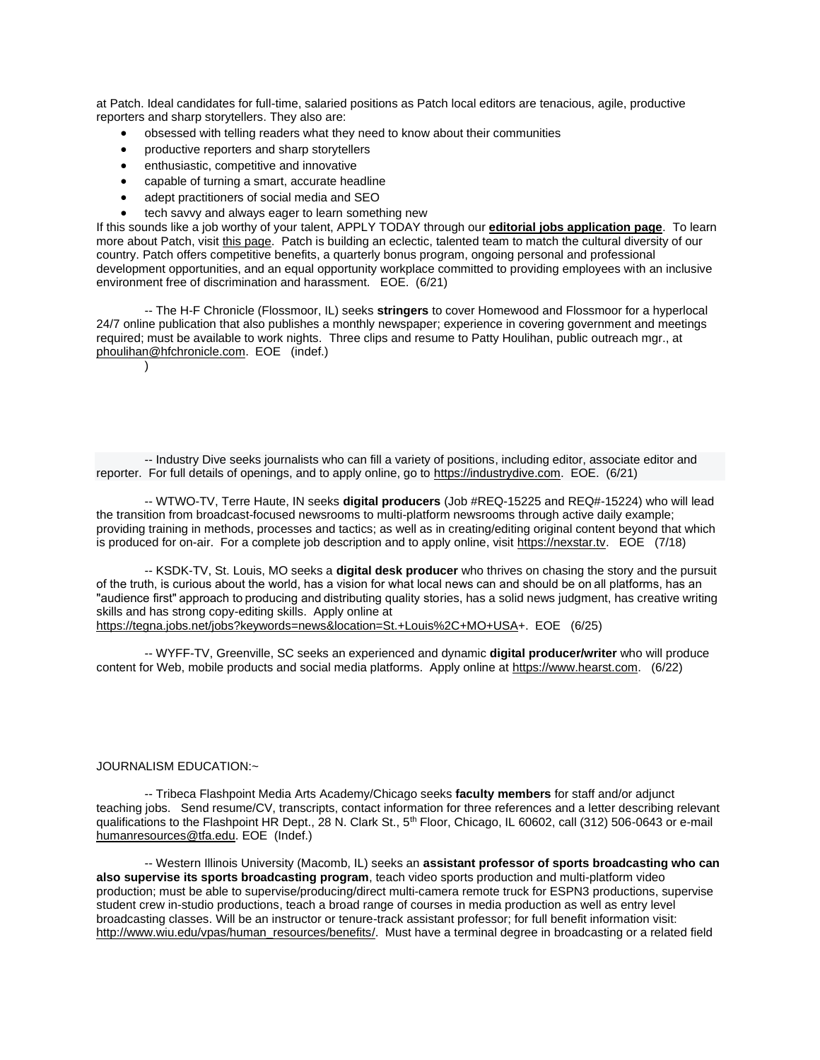at Patch. Ideal candidates for full-time, salaried positions as Patch local editors are tenacious, agile, productive reporters and sharp storytellers. They also are:

- obsessed with telling readers what they need to know about their communities
- productive reporters and sharp storytellers
- enthusiastic, competitive and innovative
- capable of turning a smart, accurate headline
- adept practitioners of social media and SEO
- tech savvy and always eager to learn something new

If this sounds like a job worthy of your talent, APPLY TODAY through our **editorial jobs application page**. To learn more about Patch, visit this page. Patch is building an eclectic, talented team to match the cultural diversity of our country. Patch offers competitive benefits, a quarterly bonus program, ongoing personal and professional development opportunities, and an equal opportunity workplace committed to providing employees with an inclusive environment free of discrimination and harassment. EOE. (6/21)

-- The H-F Chronicle (Flossmoor, IL) seeks **stringers** to cover Homewood and Flossmoor for a hyperlocal 24/7 online publication that also publishes a monthly newspaper; experience in covering government and meetings required; must be available to work nights. Three clips and resume to Patty Houlihan, public outreach mgr., at phoulihan@hfchronicle.com. EOE (indef.)
)

-- Industry Dive seeks journalists who can fill a variety of positions, including editor, associate editor and reporter. For full details of openings, and to apply online, go to https://industrydive.com. EOE. (6/21)

-- WTWO-TV, Terre Haute, IN seeks **digital producers** (Job #REQ-15225 and REQ#-15224) who will lead the transition from broadcast-focused newsrooms to multi-platform newsrooms through active daily example; providing training in methods, processes and tactics; as well as in creating/editing original content beyond that which is produced for on-air. For a complete job description and to apply online, visit https://nexstar.tv. EOE (7/18)

-- KSDK-TV, St. Louis, MO seeks a **digital desk producer** who thrives on chasing the story and the pursuit of the truth, is curious about the world, has a vision for what local news can and should be on all platforms, has an "audience first" approach to producing and distributing quality stories, has a solid news judgment, has creative writing skills and has strong copy-editing skills. Apply online at https://tegna.jobs.net/jobs?keywords=news&location=St.+Louis%2C+MO+USA+. EOE (6/25)

-- WYFF-TV, Greenville, SC seeks an experienced and dynamic **digital producer/writer** who will produce content for Web, mobile products and social media platforms. Apply online at https://www.hearst.com. (6/22)

JOURNALISM EDUCATION:~

-- Tribeca Flashpoint Media Arts Academy/Chicago seeks **faculty members** for staff and/or adjunct teaching jobs. Send resume/CV, transcripts, contact information for three references and a letter describing relevant qualifications to the Flashpoint HR Dept., 28 N. Clark St., 5th Floor, Chicago, IL 60602, call (312) 506-0643 or e-mail humanresources@tfa.edu. EOE (Indef.)

-- Western Illinois University (Macomb, IL) seeks an **assistant professor of sports broadcasting who can also supervise its sports broadcasting program**, teach video sports production and multi-platform video production; must be able to supervise/producing/direct multi-camera remote truck for ESPN3 productions, supervise student crew in-studio productions, teach a broad range of courses in media production as well as entry level broadcasting classes. Will be an instructor or tenure-track assistant professor; for full benefit information visit: http://www.wiu.edu/vpas/human_resources/benefits/. Must have a terminal degree in broadcasting or a related field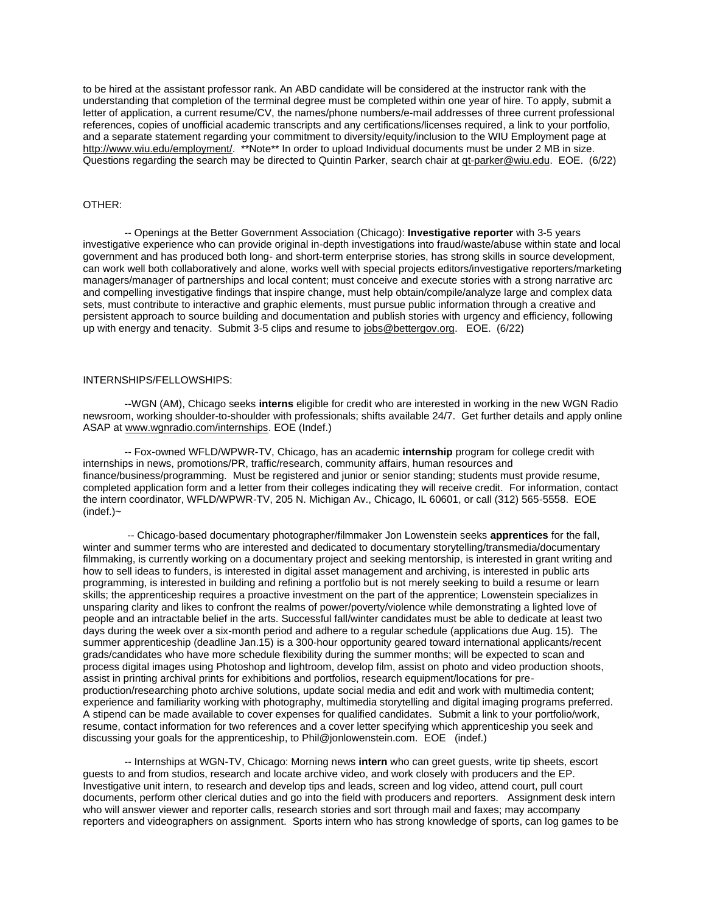to be hired at the assistant professor rank. An ABD candidate will be considered at the instructor rank with the understanding that completion of the terminal degree must be completed within one year of hire. To apply, submit a letter of application, a current resume/CV, the names/phone numbers/e-mail addresses of three current professional references, copies of unofficial academic transcripts and any certifications/licenses required, a link to your portfolio, and a separate statement regarding your commitment to diversity/equity/inclusion to the WIU Employment page at http://www.wiu.edu/employment/. **Note** In order to upload Individual documents must be under 2 MB in size. Questions regarding the search may be directed to Quintin Parker, search chair at qt-parker@wiu.edu. EOE. (6/22)

OTHER:

-- Openings at the Better Government Association (Chicago): **Investigative reporter** with 3-5 years investigative experience who can provide original in-depth investigations into fraud/waste/abuse within state and local government and has produced both long- and short-term enterprise stories, has strong skills in source development, can work well both collaboratively and alone, works well with special projects editors/investigative reporters/marketing managers/manager of partnerships and local content; must conceive and execute stories with a strong narrative arc and compelling investigative findings that inspire change, must help obtain/compile/analyze large and complex data sets, must contribute to interactive and graphic elements, must pursue public information through a creative and persistent approach to source building and documentation and publish stories with urgency and efficiency, following up with energy and tenacity. Submit 3-5 clips and resume to jobs@bettergov.org. EOE. (6/22)

INTERNSHIPS/FELLOWSHIPS:

--WGN (AM), Chicago seeks **interns** eligible for credit who are interested in working in the new WGN Radio newsroom, working shoulder-to-shoulder with professionals; shifts available 24/7. Get further details and apply online ASAP at www.wgnradio.com/internships. EOE (Indef.)

-- Fox-owned WFLD/WPWR-TV, Chicago, has an academic **internship** program for college credit with internships in news, promotions/PR, traffic/research, community affairs, human resources and finance/business/programming. Must be registered and junior or senior standing; students must provide resume, completed application form and a letter from their colleges indicating they will receive credit. For information, contact the intern coordinator, WFLD/WPWR-TV, 205 N. Michigan Av., Chicago, IL 60601, or call (312) 565-5558. EOE (indef.)~

-- Chicago-based documentary photographer/filmmaker Jon Lowenstein seeks **apprentices** for the fall, winter and summer terms who are interested and dedicated to documentary storytelling/transmedia/documentary filmmaking, is currently working on a documentary project and seeking mentorship, is interested in grant writing and how to sell ideas to funders, is interested in digital asset management and archiving, is interested in public arts programming, is interested in building and refining a portfolio but is not merely seeking to build a resume or learn skills; the apprenticeship requires a proactive investment on the part of the apprentice; Lowenstein specializes in unsparing clarity and likes to confront the realms of power/poverty/violence while demonstrating a lighted love of people and an intractable belief in the arts. Successful fall/winter candidates must be able to dedicate at least two days during the week over a six-month period and adhere to a regular schedule (applications due Aug. 15). The summer apprenticeship (deadline Jan.15) is a 300-hour opportunity geared toward international applicants/recent grads/candidates who have more schedule flexibility during the summer months; will be expected to scan and process digital images using Photoshop and lightroom, develop film, assist on photo and video production shoots, assist in printing archival prints for exhibitions and portfolios, research equipment/locations for pre-production/researching photo archive solutions, update social media and edit and work with multimedia content; experience and familiarity working with photography, multimedia storytelling and digital imaging programs preferred. A stipend can be made available to cover expenses for qualified candidates. Submit a link to your portfolio/work, resume, contact information for two references and a cover letter specifying which apprenticeship you seek and discussing your goals for the apprenticeship, to Phil@jonlowenstein.com. EOE (indef.)

-- Internships at WGN-TV, Chicago: Morning news **intern** who can greet guests, write tip sheets, escort guests to and from studios, research and locate archive video, and work closely with producers and the EP. Investigative unit intern, to research and develop tips and leads, screen and log video, attend court, pull court documents, perform other clerical duties and go into the field with producers and reporters. Assignment desk intern who will answer viewer and reporter calls, research stories and sort through mail and faxes; may accompany reporters and videographers on assignment. Sports intern who has strong knowledge of sports, can log games to be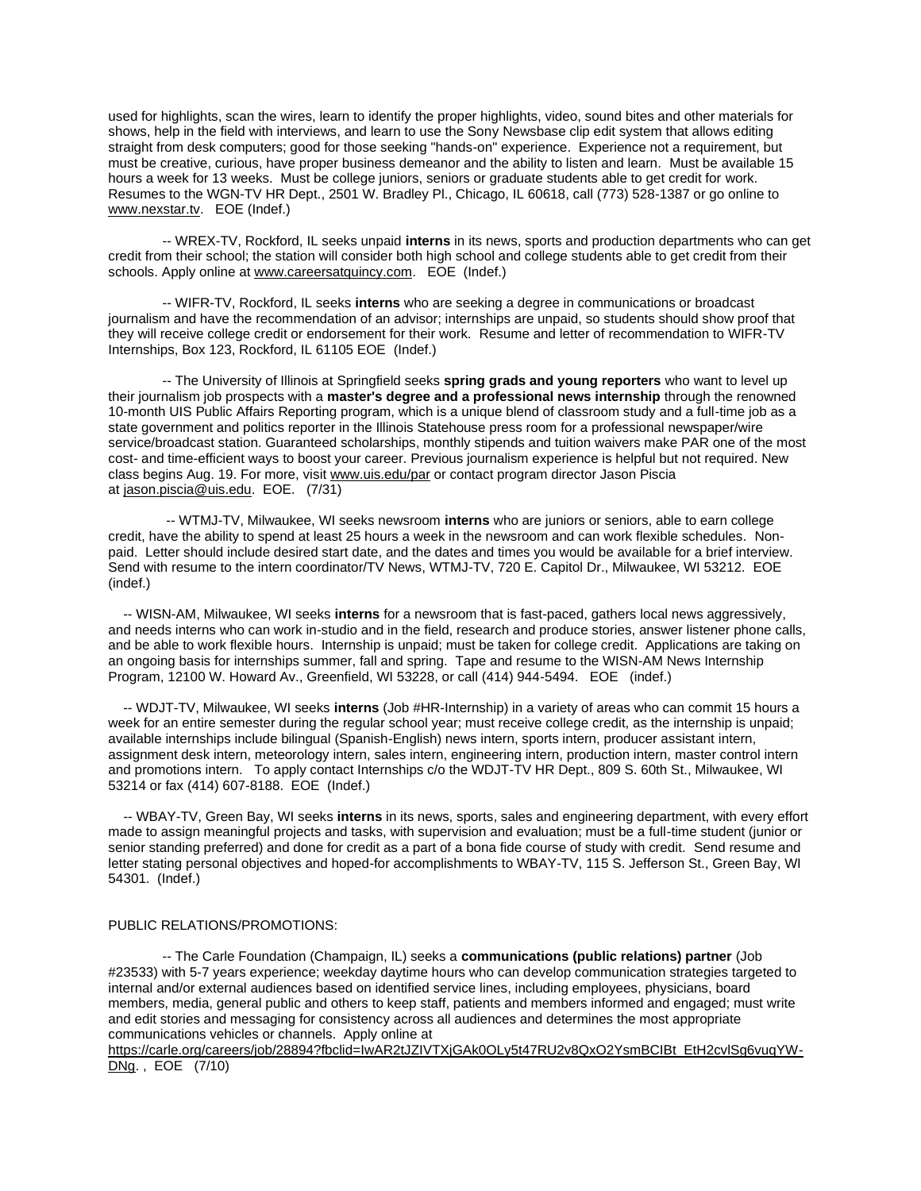used for highlights, scan the wires, learn to identify the proper highlights, video, sound bites and other materials for shows, help in the field with interviews, and learn to use the Sony Newsbase clip edit system that allows editing straight from desk computers; good for those seeking "hands-on" experience. Experience not a requirement, but must be creative, curious, have proper business demeanor and the ability to listen and learn. Must be available 15 hours a week for 13 weeks. Must be college juniors, seniors or graduate students able to get credit for work. Resumes to the WGN-TV HR Dept., 2501 W. Bradley Pl., Chicago, IL 60618, call (773) 528-1387 or go online to www.nexstar.tv. EOE (Indef.)

-- WREX-TV, Rockford, IL seeks unpaid **interns** in its news, sports and production departments who can get credit from their school; the station will consider both high school and college students able to get credit from their schools. Apply online at www.careersatquincy.com. EOE (Indef.)

-- WIFR-TV, Rockford, IL seeks **interns** who are seeking a degree in communications or broadcast journalism and have the recommendation of an advisor; internships are unpaid, so students should show proof that they will receive college credit or endorsement for their work. Resume and letter of recommendation to WIFR-TV Internships, Box 123, Rockford, IL 61105 EOE (Indef.)

-- The University of Illinois at Springfield seeks **spring grads and young reporters** who want to level up their journalism job prospects with a **master's degree and a professional news internship** through the renowned 10-month UIS Public Affairs Reporting program, which is a unique blend of classroom study and a full-time job as a state government and politics reporter in the Illinois Statehouse press room for a professional newspaper/wire service/broadcast station. Guaranteed scholarships, monthly stipends and tuition waivers make PAR one of the most cost- and time-efficient ways to boost your career. Previous journalism experience is helpful but not required. New class begins Aug. 19. For more, visit www.uis.edu/par or contact program director Jason Piscia at jason.piscia@uis.edu. EOE. (7/31)

-- WTMJ-TV, Milwaukee, WI seeks newsroom **interns** who are juniors or seniors, able to earn college credit, have the ability to spend at least 25 hours a week in the newsroom and can work flexible schedules. Non-paid. Letter should include desired start date, and the dates and times you would be available for a brief interview. Send with resume to the intern coordinator/TV News, WTMJ-TV, 720 E. Capitol Dr., Milwaukee, WI 53212. EOE (indef.)

-- WISN-AM, Milwaukee, WI seeks **interns** for a newsroom that is fast-paced, gathers local news aggressively, and needs interns who can work in-studio and in the field, research and produce stories, answer listener phone calls, and be able to work flexible hours. Internship is unpaid; must be taken for college credit. Applications are taking on an ongoing basis for internships summer, fall and spring. Tape and resume to the WISN-AM News Internship Program, 12100 W. Howard Av., Greenfield, WI 53228, or call (414) 944-5494. EOE (indef.)

-- WDJT-TV, Milwaukee, WI seeks **interns** (Job #HR-Internship) in a variety of areas who can commit 15 hours a week for an entire semester during the regular school year; must receive college credit, as the internship is unpaid; available internships include bilingual (Spanish-English) news intern, sports intern, producer assistant intern, assignment desk intern, meteorology intern, sales intern, engineering intern, production intern, master control intern and promotions intern. To apply contact Internships c/o the WDJT-TV HR Dept., 809 S. 60th St., Milwaukee, WI 53214 or fax (414) 607-8188. EOE (Indef.)

-- WBAY-TV, Green Bay, WI seeks **interns** in its news, sports, sales and engineering department, with every effort made to assign meaningful projects and tasks, with supervision and evaluation; must be a full-time student (junior or senior standing preferred) and done for credit as a part of a bona fide course of study with credit. Send resume and letter stating personal objectives and hoped-for accomplishments to WBAY-TV, 115 S. Jefferson St., Green Bay, WI 54301. (Indef.)

PUBLIC RELATIONS/PROMOTIONS:

-- The Carle Foundation (Champaign, IL) seeks a **communications (public relations) partner** (Job #23533) with 5-7 years experience; weekday daytime hours who can develop communication strategies targeted to internal and/or external audiences based on identified service lines, including employees, physicians, board members, media, general public and others to keep staff, patients and members informed and engaged; must write and edit stories and messaging for consistency across all audiences and determines the most appropriate communications vehicles or channels. Apply online at https://carle.org/careers/job/28894?fbclid=IwAR2tJZIVTXjGAk0OLy5t47RU2v8QxO2YsmBCIBt_EtH2cvlSg6vuqYW-DNg. , EOE (7/10)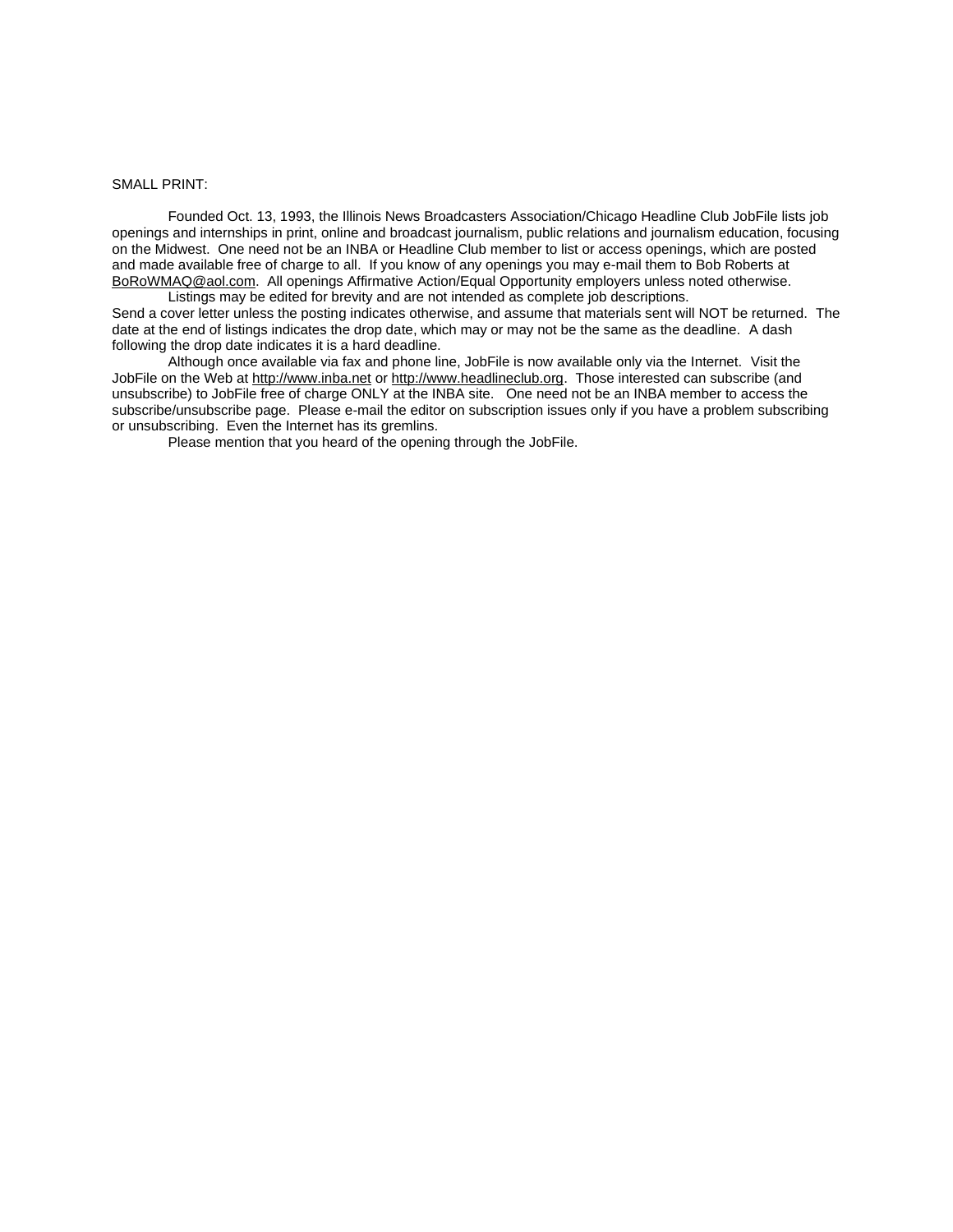SMALL PRINT:

Founded Oct. 13, 1993, the Illinois News Broadcasters Association/Chicago Headline Club JobFile lists job openings and internships in print, online and broadcast journalism, public relations and journalism education, focusing on the Midwest. One need not be an INBA or Headline Club member to list or access openings, which are posted and made available free of charge to all. If you know of any openings you may e-mail them to Bob Roberts at BoRoWMAQ@aol.com. All openings Affirmative Action/Equal Opportunity employers unless noted otherwise.

Listings may be edited for brevity and are not intended as complete job descriptions. Send a cover letter unless the posting indicates otherwise, and assume that materials sent will NOT be returned. The date at the end of listings indicates the drop date, which may or may not be the same as the deadline. A dash following the drop date indicates it is a hard deadline.

Although once available via fax and phone line, JobFile is now available only via the Internet. Visit the JobFile on the Web at http://www.inba.net or http://www.headlineclub.org. Those interested can subscribe (and unsubscribe) to JobFile free of charge ONLY at the INBA site. One need not be an INBA member to access the subscribe/unsubscribe page. Please e-mail the editor on subscription issues only if you have a problem subscribing or unsubscribing. Even the Internet has its gremlins.

Please mention that you heard of the opening through the JobFile.